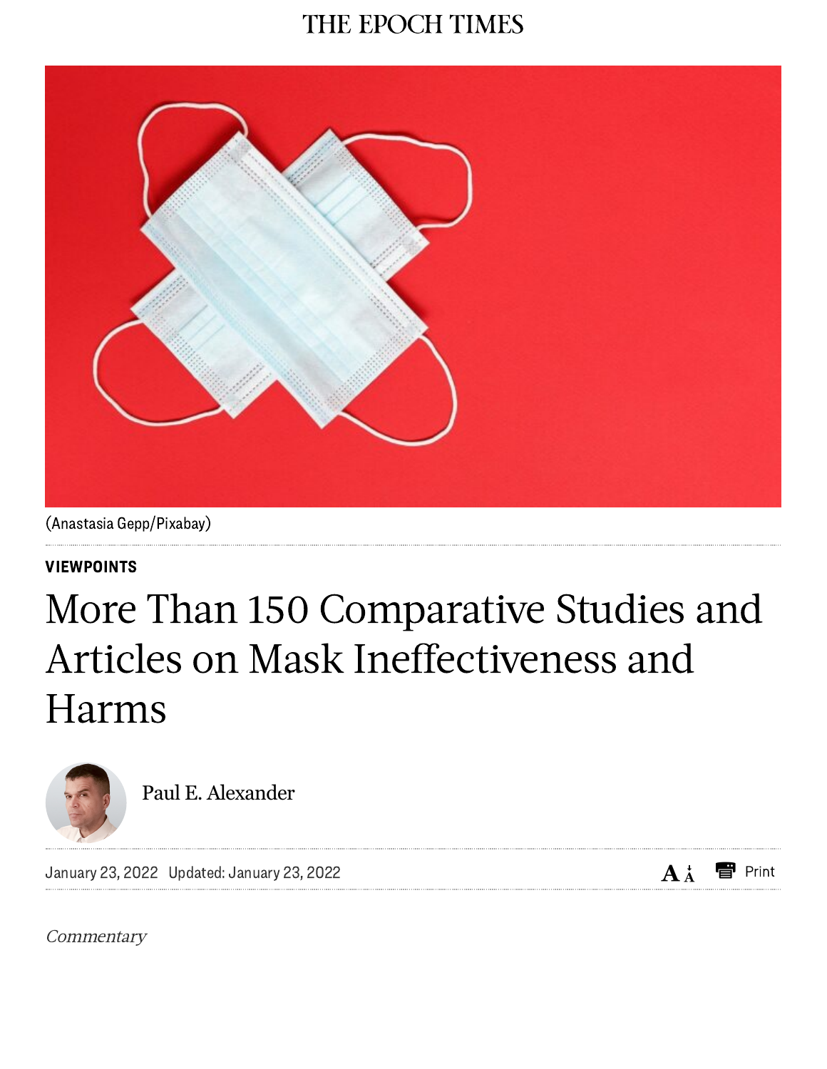THE EPOCH TIMES

(Anastasia Gepp/Pixabay)

VIEWPOINTS

# More Than 150 Comparative Studies and Articles on Mask Ineffectiveness and Harms

Paul E. Alexander

January 23, 2022 Updated: January 23, 2022

*Commentary*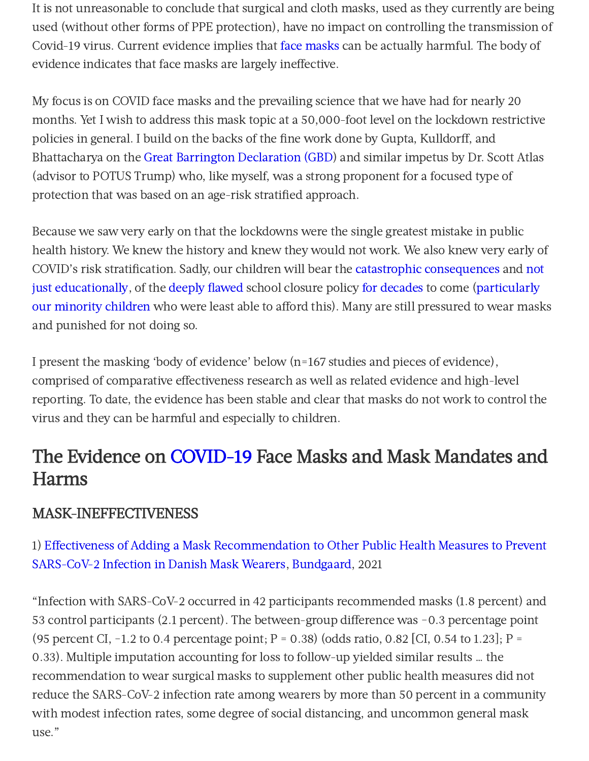It is not unreasonable to conclude that surgical and cloth masks, used as they currently are being used (without other forms of PPE protection), have no impact on controlling the transmission of Covid-19 virus. Current evidence implies that face masks can be actually harmful. The body of evidence indicates that face masks are largely ineffective.

My focus is on COVID face masks and the prevailing science that we have had for nearly 20 months. Yet I wish to address this mask topic at a 50,000-foot level on the lockdown restrictive policies in general. I build on the backs of the fine work done by Gupta, Kulldorff, and Bhattacharya on the Great Barrington Declaration (GBD) and similar impetus by Dr. Scott Atlas (advisor to POTUS Trump) who, like myself, was a strong proponent for a focused type of protection that was based on an age-risk stratified approach.

Because we saw very early on that the lockdowns were the single greatest mistake in public health history. We knew the history and knew they would not work. We also knew very early of COVID's risk stratification. Sadly, our children will bear the catastrophic consequences and not just educationally, of the deeply flawed school closure policy for decades to come (particularly our minority children who were least able to afford this). Many are still pressured to wear masks and punished for not doing so.

I present the masking 'body of evidence' below (n=167 studies and pieces of evidence), comprised of comparative effectiveness research as well as related evidence and high-level reporting. To date, the evidence has been stable and clear that masks do not work to control the virus and they can be harmful and especially to children.

## The Evidence on COVID-19 Face Masks and Mask Mandates and Harms

### MASK-INEFFECTIVENESS

1) Effectiveness of Adding a Mask Recommendation to Other Public Health Measures to Prevent SARS-CoV-2 Infection in Danish Mask Wearers, Bundgaard, 2021

"Infection with SARS-CoV-2 occurred in 42 participants recommended masks (1.8 percent) and 53 control participants (2.1 percent). The between-group difference was −0.3 percentage point (95 percent CI, −1.2 to 0.4 percentage point; P = 0.38) (odds ratio, 0.82 [CI, 0.54 to 1.23]; P = 0.33). Multiple imputation accounting for loss to follow-up yielded similar results … the recommendation to wear surgical masks to supplement other public health measures did not reduce the SARS-CoV-2 infection rate among wearers by more than 50 percent in a community with modest infection rates, some degree of social distancing, and uncommon general mask use."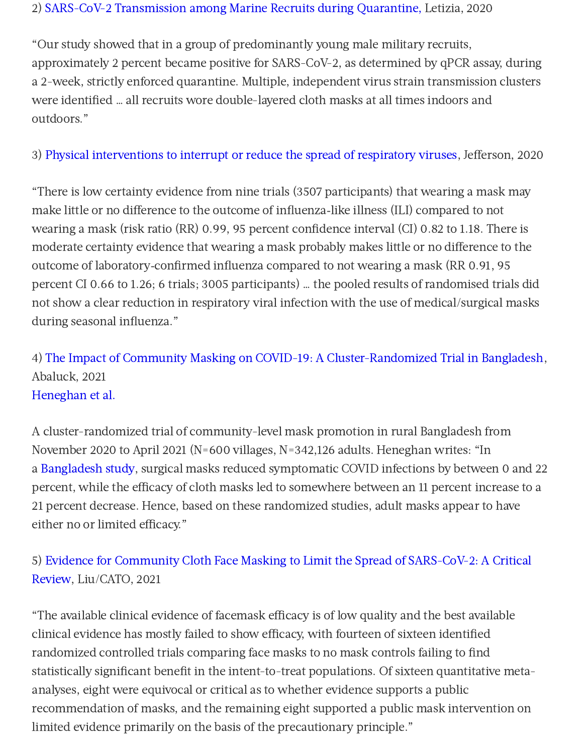2) SARS-CoV-2 Transmission among Marine Recruits during Quarantine, Letizia, 2020

"Our study showed that in a group of predominantly young male military recruits, approximately 2 percent became positive for SARS-CoV-2, as determined by qPCR assay, during a 2-week, strictly enforced quarantine. Multiple, independent virus strain transmission clusters were identified … all recruits wore double-layered cloth masks at all times indoors and outdoors."

3) Physical interventions to interrupt or reduce the spread of respiratory viruses, Jefferson, 2020

"There is low certainty evidence from nine trials (3507 participants) that wearing a mask may make little or no difference to the outcome of influenza-like illness (ILI) compared to not wearing a mask (risk ratio (RR) 0.99, 95 percent confidence interval (CI) 0.82 to 1.18. There is moderate certainty evidence that wearing a mask probably makes little or no difference to the outcome of laboratory-confirmed influenza compared to not wearing a mask (RR 0.91, 95 percent CI 0.66 to 1.26; 6 trials; 3005 participants) … the pooled results of randomised trials did not show a clear reduction in respiratory viral infection with the use of medical/surgical masks during seasonal influenza."

4) The Impact of Community Masking on COVID-19: A Cluster-Randomized Trial in Bangladesh, Abaluck, 2021
Heneghan et al.

A cluster-randomized trial of community-level mask promotion in rural Bangladesh from November 2020 to April 2021 (N=600 villages, N=342,126 adults. Heneghan writes: "In a Bangladesh study, surgical masks reduced symptomatic COVID infections by between 0 and 22 percent, while the efficacy of cloth masks led to somewhere between an 11 percent increase to a 21 percent decrease. Hence, based on these randomized studies, adult masks appear to have either no or limited efficacy."

5) Evidence for Community Cloth Face Masking to Limit the Spread of SARS-CoV-2: A Critical Review, Liu/CATO, 2021

"The available clinical evidence of facemask efficacy is of low quality and the best available clinical evidence has mostly failed to show efficacy, with fourteen of sixteen identified randomized controlled trials comparing face masks to no mask controls failing to find statistically significant benefit in the intent-to-treat populations. Of sixteen quantitative meta-analyses, eight were equivocal or critical as to whether evidence supports a public recommendation of masks, and the remaining eight supported a public mask intervention on limited evidence primarily on the basis of the precautionary principle."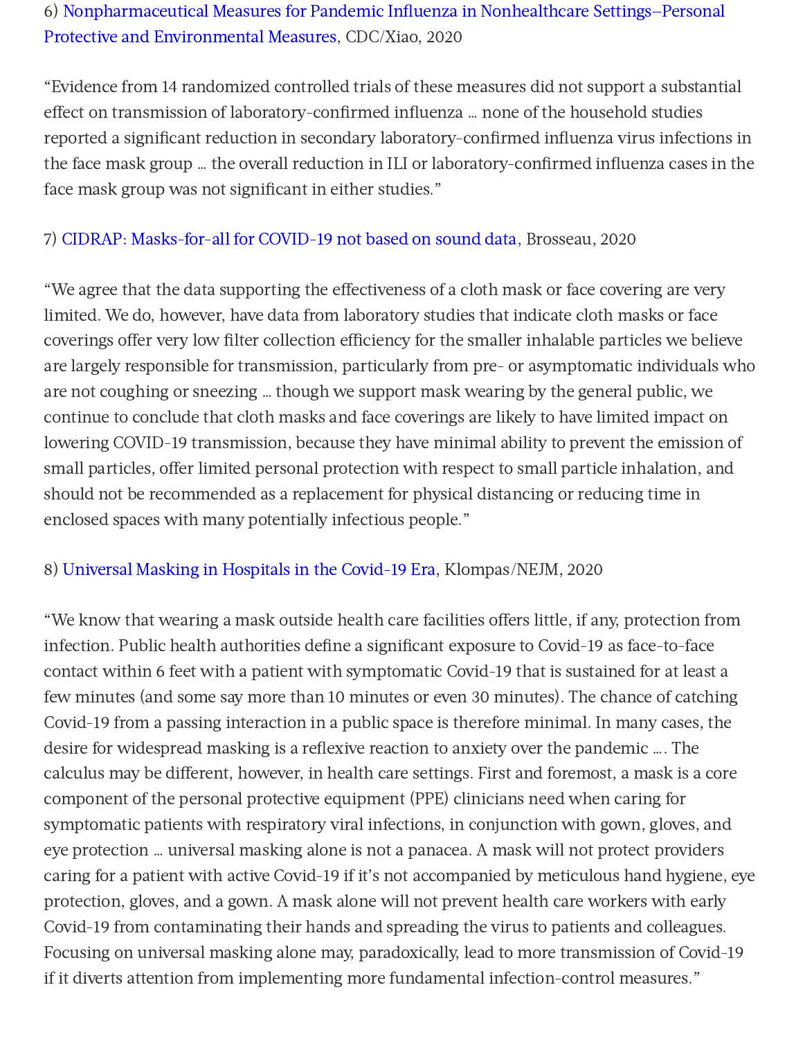6) Nonpharmaceutical Measures for Pandemic Influenza in Nonhealthcare Settings—Personal Protective and Environmental Measures, CDC/Xiao, 2020

"Evidence from 14 randomized controlled trials of these measures did not support a substantial effect on transmission of laboratory-confirmed influenza … none of the household studies reported a significant reduction in secondary laboratory-confirmed influenza virus infections in the face mask group … the overall reduction in ILI or laboratory-confirmed influenza cases in the face mask group was not significant in either studies."

7) CIDRAP: Masks-for-all for COVID-19 not based on sound data, Brosseau, 2020

"We agree that the data supporting the effectiveness of a cloth mask or face covering are very limited. We do, however, have data from laboratory studies that indicate cloth masks or face coverings offer very low filter collection efficiency for the smaller inhalable particles we believe are largely responsible for transmission, particularly from pre- or asymptomatic individuals who are not coughing or sneezing … though we support mask wearing by the general public, we continue to conclude that cloth masks and face coverings are likely to have limited impact on lowering COVID-19 transmission, because they have minimal ability to prevent the emission of small particles, offer limited personal protection with respect to small particle inhalation, and should not be recommended as a replacement for physical distancing or reducing time in enclosed spaces with many potentially infectious people."

8) Universal Masking in Hospitals in the Covid-19 Era, Klompas/NEJM, 2020

"We know that wearing a mask outside health care facilities offers little, if any, protection from infection. Public health authorities define a significant exposure to Covid-19 as face-to-face contact within 6 feet with a patient with symptomatic Covid-19 that is sustained for at least a few minutes (and some say more than 10 minutes or even 30 minutes). The chance of catching Covid-19 from a passing interaction in a public space is therefore minimal. In many cases, the desire for widespread masking is a reflexive reaction to anxiety over the pandemic …. The calculus may be different, however, in health care settings. First and foremost, a mask is a core component of the personal protective equipment (PPE) clinicians need when caring for symptomatic patients with respiratory viral infections, in conjunction with gown, gloves, and eye protection … universal masking alone is not a panacea. A mask will not protect providers caring for a patient with active Covid-19 if it's not accompanied by meticulous hand hygiene, eye protection, gloves, and a gown. A mask alone will not prevent health care workers with early Covid-19 from contaminating their hands and spreading the virus to patients and colleagues. Focusing on universal masking alone may, paradoxically, lead to more transmission of Covid-19 if it diverts attention from implementing more fundamental infection-control measures."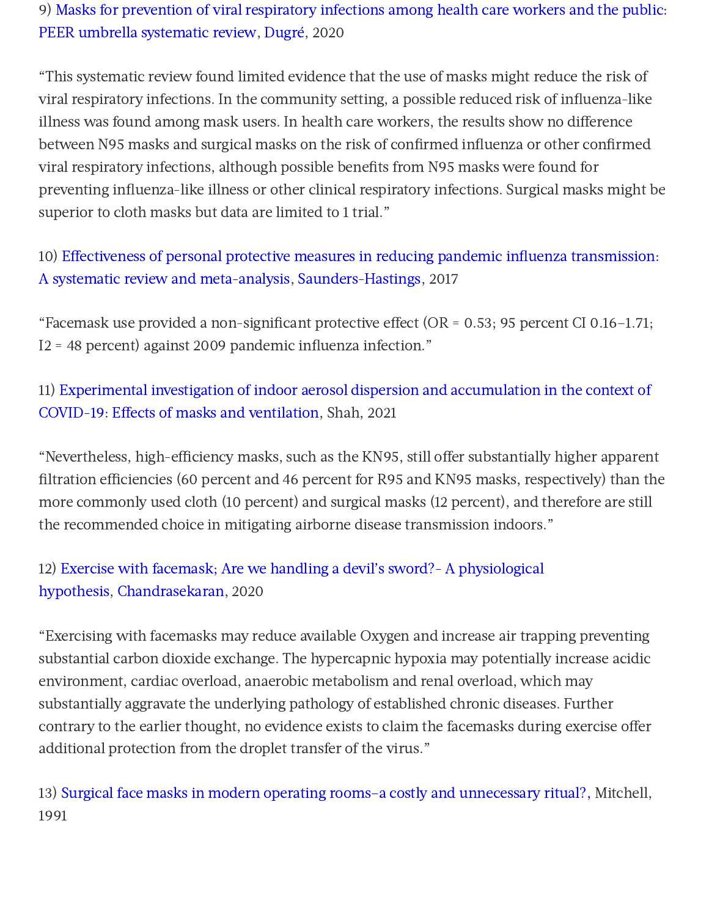9) Masks for prevention of viral respiratory infections among health care workers and the public: PEER umbrella systematic review, Dugré, 2020

"This systematic review found limited evidence that the use of masks might reduce the risk of viral respiratory infections. In the community setting, a possible reduced risk of influenza-like illness was found among mask users. In health care workers, the results show no difference between N95 masks and surgical masks on the risk of confirmed influenza or other confirmed viral respiratory infections, although possible benefits from N95 masks were found for preventing influenza-like illness or other clinical respiratory infections. Surgical masks might be superior to cloth masks but data are limited to 1 trial."

10) Effectiveness of personal protective measures in reducing pandemic influenza transmission: A systematic review and meta-analysis, Saunders-Hastings, 2017

"Facemask use provided a non-significant protective effect (OR = 0.53; 95 percent CI 0.16–1.71; I2 = 48 percent) against 2009 pandemic influenza infection."

11) Experimental investigation of indoor aerosol dispersion and accumulation in the context of COVID-19: Effects of masks and ventilation, Shah, 2021

"Nevertheless, high-efficiency masks, such as the KN95, still offer substantially higher apparent filtration efficiencies (60 percent and 46 percent for R95 and KN95 masks, respectively) than the more commonly used cloth (10 percent) and surgical masks (12 percent), and therefore are still the recommended choice in mitigating airborne disease transmission indoors."

12) Exercise with facemask; Are we handling a devil's sword?- A physiological hypothesis, Chandrasekaran, 2020

"Exercising with facemasks may reduce available Oxygen and increase air trapping preventing substantial carbon dioxide exchange. The hypercapnic hypoxia may potentially increase acidic environment, cardiac overload, anaerobic metabolism and renal overload, which may substantially aggravate the underlying pathology of established chronic diseases. Further contrary to the earlier thought, no evidence exists to claim the facemasks during exercise offer additional protection from the droplet transfer of the virus."

13) Surgical face masks in modern operating rooms–a costly and unnecessary ritual?, Mitchell, 1991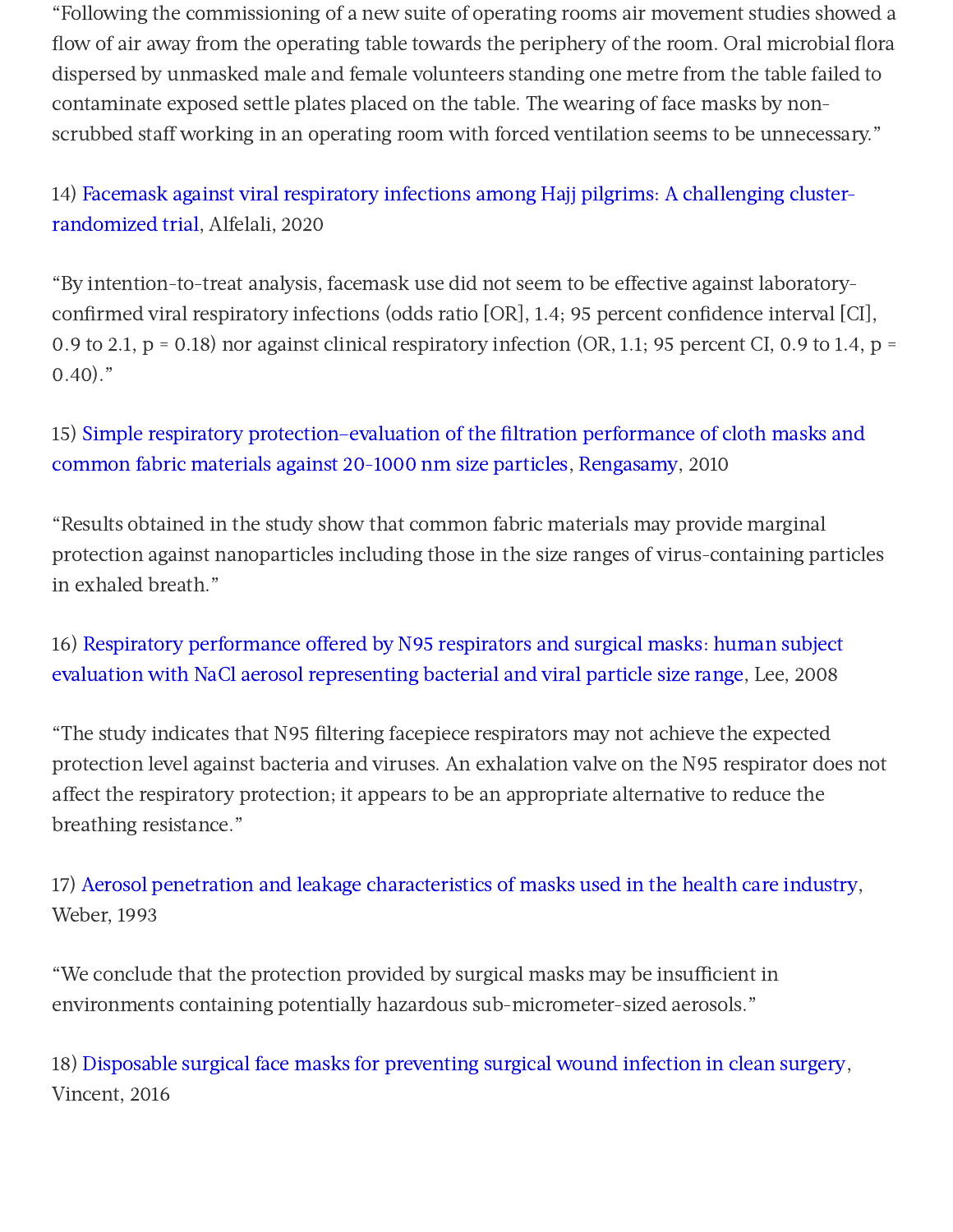“Following the commissioning of a new suite of operating rooms air movement studies showed a flow of air away from the operating table towards the periphery of the room. Oral microbial flora dispersed by unmasked male and female volunteers standing one metre from the table failed to contaminate exposed settle plates placed on the table. The wearing of face masks by non-scrubbed staff working in an operating room with forced ventilation seems to be unnecessary.”

14) Facemask against viral respiratory infections among Hajj pilgrims: A challenging cluster-randomized trial, Alfelali, 2020

“By intention-to-treat analysis, facemask use did not seem to be effective against laboratory-confirmed viral respiratory infections (odds ratio [OR], 1.4; 95 percent confidence interval [CI], 0.9 to 2.1, p = 0.18) nor against clinical respiratory infection (OR, 1.1; 95 percent CI, 0.9 to 1.4, p = 0.40).”

15) Simple respiratory protection–evaluation of the filtration performance of cloth masks and common fabric materials against 20-1000 nm size particles, Rengasamy, 2010

“Results obtained in the study show that common fabric materials may provide marginal protection against nanoparticles including those in the size ranges of virus-containing particles in exhaled breath.”

16) Respiratory performance offered by N95 respirators and surgical masks: human subject evaluation with NaCl aerosol representing bacterial and viral particle size range, Lee, 2008

“The study indicates that N95 filtering facepiece respirators may not achieve the expected protection level against bacteria and viruses. An exhalation valve on the N95 respirator does not affect the respiratory protection; it appears to be an appropriate alternative to reduce the breathing resistance.”

17) Aerosol penetration and leakage characteristics of masks used in the health care industry, Weber, 1993

“We conclude that the protection provided by surgical masks may be insufficient in environments containing potentially hazardous sub-micrometer-sized aerosols.”

18) Disposable surgical face masks for preventing surgical wound infection in clean surgery, Vincent, 2016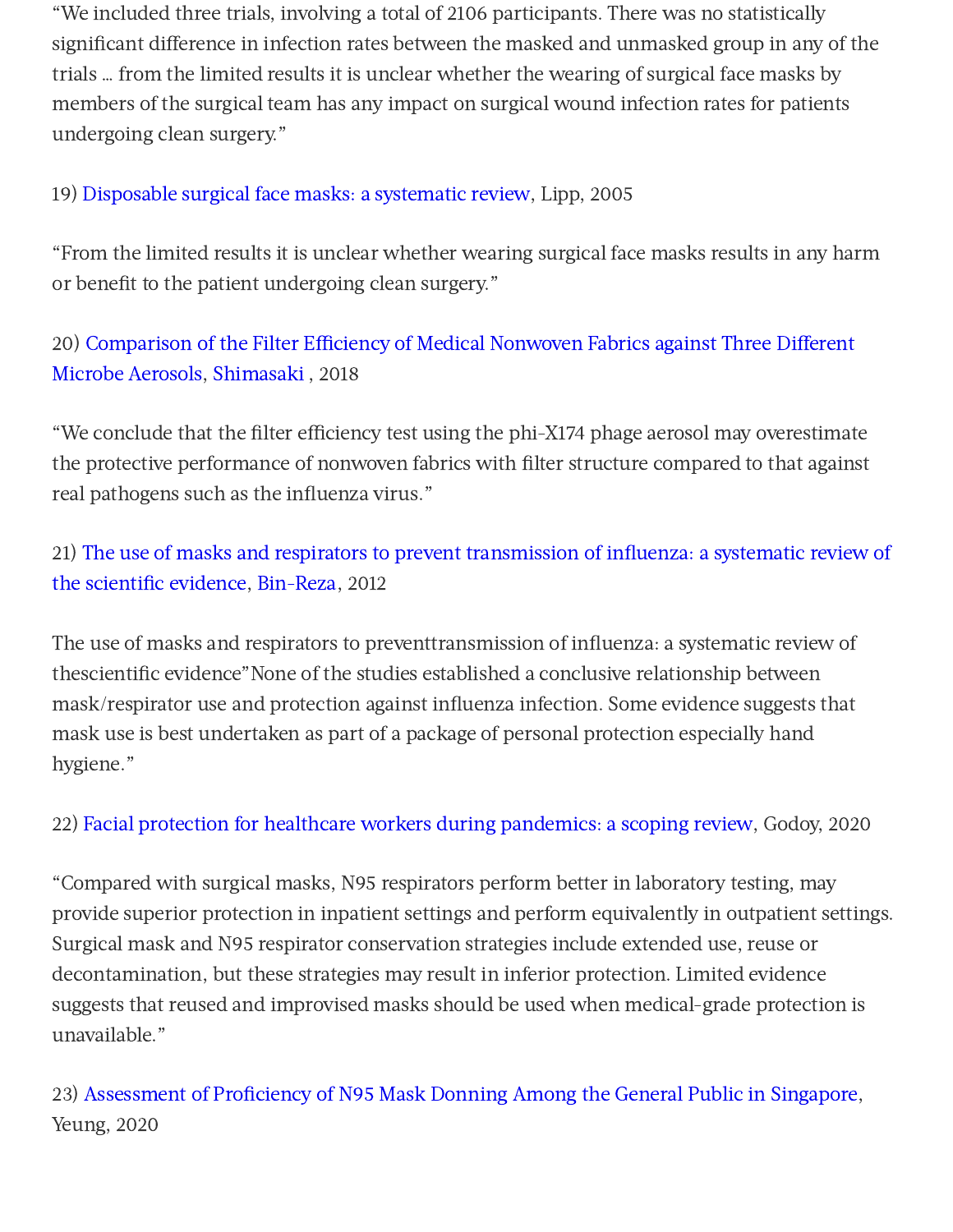“We included three trials, involving a total of 2106 participants. There was no statistically significant difference in infection rates between the masked and unmasked group in any of the trials … from the limited results it is unclear whether the wearing of surgical face masks by members of the surgical team has any impact on surgical wound infection rates for patients undergoing clean surgery.”

19) Disposable surgical face masks: a systematic review, Lipp, 2005

“From the limited results it is unclear whether wearing surgical face masks results in any harm or benefit to the patient undergoing clean surgery.”

20) Comparison of the Filter Efficiency of Medical Nonwoven Fabrics against Three Different Microbe Aerosols, Shimasaki , 2018

“We conclude that the filter efficiency test using the phi-X174 phage aerosol may overestimate the protective performance of nonwoven fabrics with filter structure compared to that against real pathogens such as the influenza virus.”

21) The use of masks and respirators to prevent transmission of influenza: a systematic review of the scientific evidence, Bin-Reza, 2012

The use of masks and respirators to preventtransmission of influenza: a systematic review of thescientific evidence”None of the studies established a conclusive relationship between mask/respirator use and protection against influenza infection. Some evidence suggests that mask use is best undertaken as part of a package of personal protection especially hand hygiene.”

22) Facial protection for healthcare workers during pandemics: a scoping review, Godoy, 2020

“Compared with surgical masks, N95 respirators perform better in laboratory testing, may provide superior protection in inpatient settings and perform equivalently in outpatient settings. Surgical mask and N95 respirator conservation strategies include extended use, reuse or decontamination, but these strategies may result in inferior protection. Limited evidence suggests that reused and improvised masks should be used when medical-grade protection is unavailable.”

23) Assessment of Proficiency of N95 Mask Donning Among the General Public in Singapore, Yeung, 2020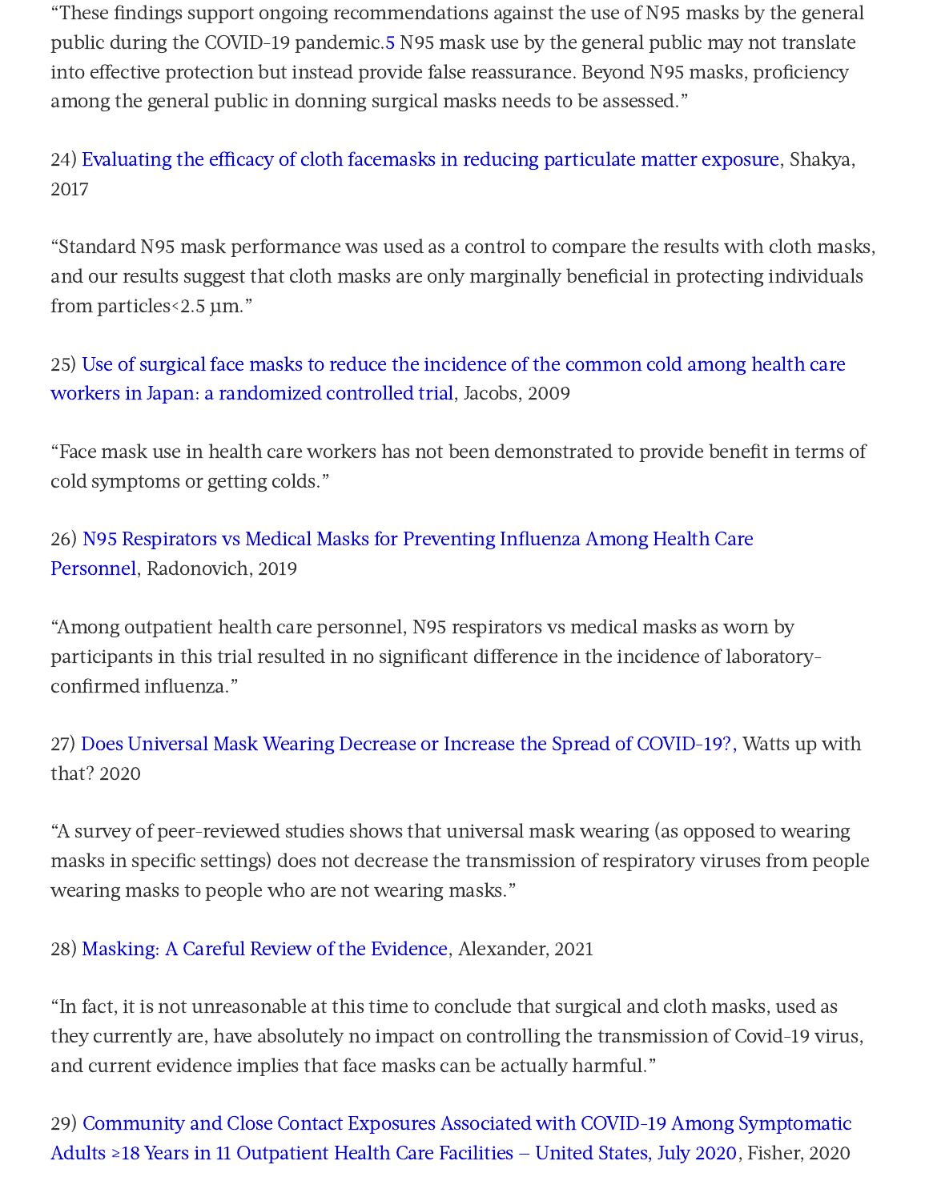“These findings support ongoing recommendations against the use of N95 masks by the general public during the COVID-19 pandemic.5 N95 mask use by the general public may not translate into effective protection but instead provide false reassurance. Beyond N95 masks, proficiency among the general public in donning surgical masks needs to be assessed.”

24) Evaluating the efficacy of cloth facemasks in reducing particulate matter exposure, Shakya, 2017

“Standard N95 mask performance was used as a control to compare the results with cloth masks, and our results suggest that cloth masks are only marginally beneficial in protecting individuals from particles<2.5 μm.”

25) Use of surgical face masks to reduce the incidence of the common cold among health care workers in Japan: a randomized controlled trial, Jacobs, 2009

“Face mask use in health care workers has not been demonstrated to provide benefit in terms of cold symptoms or getting colds.”

26) N95 Respirators vs Medical Masks for Preventing Influenza Among Health Care Personnel, Radonovich, 2019

“Among outpatient health care personnel, N95 respirators vs medical masks as worn by participants in this trial resulted in no significant difference in the incidence of laboratory-confirmed influenza.”

27) Does Universal Mask Wearing Decrease or Increase the Spread of COVID-19?, Watts up with that? 2020

“A survey of peer-reviewed studies shows that universal mask wearing (as opposed to wearing masks in specific settings) does not decrease the transmission of respiratory viruses from people wearing masks to people who are not wearing masks.”

28) Masking: A Careful Review of the Evidence, Alexander, 2021

“In fact, it is not unreasonable at this time to conclude that surgical and cloth masks, used as they currently are, have absolutely no impact on controlling the transmission of Covid-19 virus, and current evidence implies that face masks can be actually harmful.”

29) Community and Close Contact Exposures Associated with COVID-19 Among Symptomatic Adults ≥18 Years in 11 Outpatient Health Care Facilities — United States, July 2020, Fisher, 2020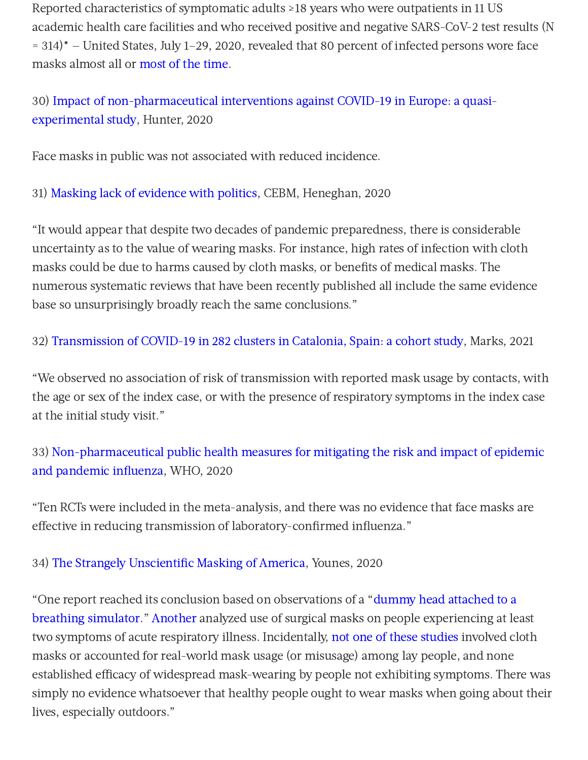Reported characteristics of symptomatic adults ≥18 years who were outpatients in 11 US academic health care facilities and who received positive and negative SARS-CoV-2 test results (N = 314)* – United States, July 1–29, 2020, revealed that 80 percent of infected persons wore face masks almost all or most of the time.

30) Impact of non-pharmaceutical interventions against COVID-19 in Europe: a quasi-experimental study, Hunter, 2020

Face masks in public was not associated with reduced incidence.

31) Masking lack of evidence with politics, CEBM, Heneghan, 2020

"It would appear that despite two decades of pandemic preparedness, there is considerable uncertainty as to the value of wearing masks. For instance, high rates of infection with cloth masks could be due to harms caused by cloth masks, or benefits of medical masks. The numerous systematic reviews that have been recently published all include the same evidence base so unsurprisingly broadly reach the same conclusions."

32) Transmission of COVID-19 in 282 clusters in Catalonia, Spain: a cohort study, Marks, 2021

"We observed no association of risk of transmission with reported mask usage by contacts, with the age or sex of the index case, or with the presence of respiratory symptoms in the index case at the initial study visit."

33) Non-pharmaceutical public health measures for mitigating the risk and impact of epidemic and pandemic influenza, WHO, 2020

"Ten RCTs were included in the meta-analysis, and there was no evidence that face masks are effective in reducing transmission of laboratory-confirmed influenza."

34) The Strangely Unscientific Masking of America, Younes, 2020

"One report reached its conclusion based on observations of a "dummy head attached to a breathing simulator." Another analyzed use of surgical masks on people experiencing at least two symptoms of acute respiratory illness. Incidentally, not one of these studies involved cloth masks or accounted for real-world mask usage (or misusage) among lay people, and none established efficacy of widespread mask-wearing by people not exhibiting symptoms. There was simply no evidence whatsoever that healthy people ought to wear masks when going about their lives, especially outdoors."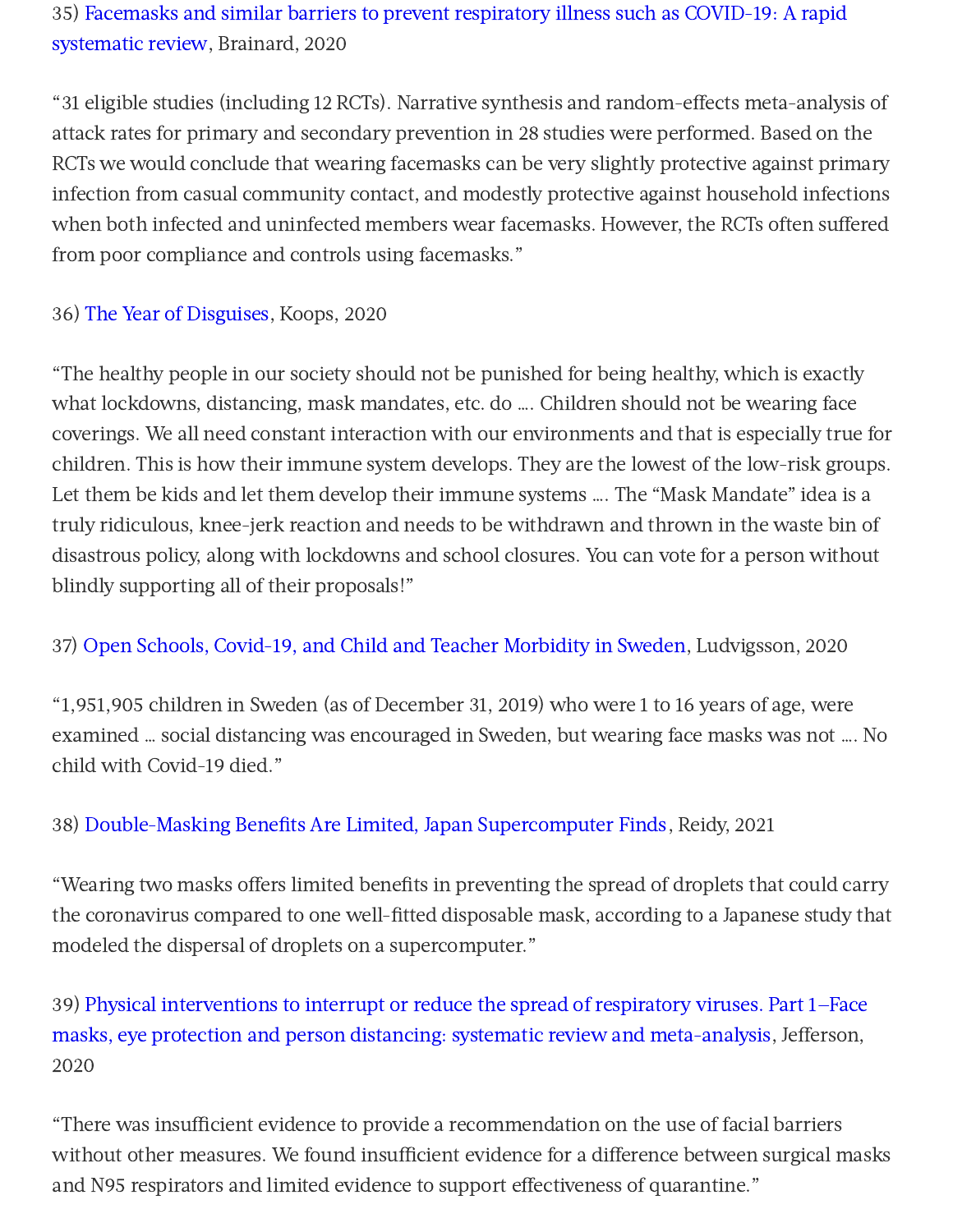35) [Facemasks and similar barriers to prevent respiratory illness such as COVID-19: A rapid systematic review], Brainard, 2020

"31 eligible studies (including 12 RCTs). Narrative synthesis and random-effects meta-analysis of attack rates for primary and secondary prevention in 28 studies were performed. Based on the RCTs we would conclude that wearing facemasks can be very slightly protective against primary infection from casual community contact, and modestly protective against household infections when both infected and uninfected members wear facemasks. However, the RCTs often suffered from poor compliance and controls using facemasks."

36) [The Year of Disguises], Koops, 2020

"The healthy people in our society should not be punished for being healthy, which is exactly what lockdowns, distancing, mask mandates, etc. do …. Children should not be wearing face coverings. We all need constant interaction with our environments and that is especially true for children. This is how their immune system develops. They are the lowest of the low-risk groups. Let them be kids and let them develop their immune systems …. The "Mask Mandate" idea is a truly ridiculous, knee-jerk reaction and needs to be withdrawn and thrown in the waste bin of disastrous policy, along with lockdowns and school closures. You can vote for a person without blindly supporting all of their proposals!"

37) [Open Schools, Covid-19, and Child and Teacher Morbidity in Sweden], Ludvigsson, 2020

"1,951,905 children in Sweden (as of December 31, 2019) who were 1 to 16 years of age, were examined … social distancing was encouraged in Sweden, but wearing face masks was not …. No child with Covid-19 died."

38) [Double-Masking Benefits Are Limited, Japan Supercomputer Finds], Reidy, 2021

"Wearing two masks offers limited benefits in preventing the spread of droplets that could carry the coronavirus compared to one well-fitted disposable mask, according to a Japanese study that modeled the dispersal of droplets on a supercomputer."

39) [Physical interventions to interrupt or reduce the spread of respiratory viruses. Part 1–Face masks, eye protection and person distancing: systematic review and meta-analysis], Jefferson, 2020

"There was insufficient evidence to provide a recommendation on the use of facial barriers without other measures. We found insufficient evidence for a difference between surgical masks and N95 respirators and limited evidence to support effectiveness of quarantine."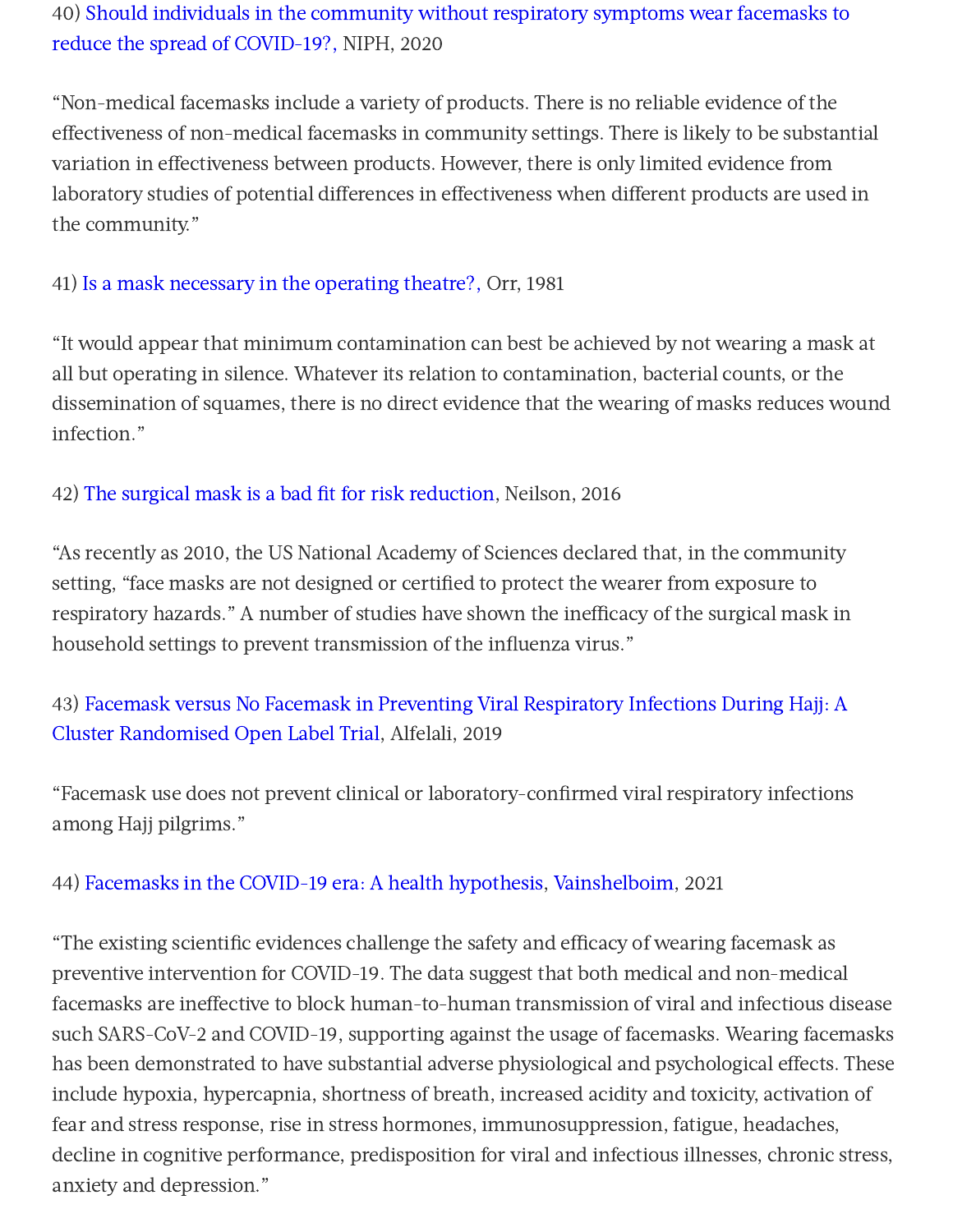40) Should individuals in the community without respiratory symptoms wear facemasks to reduce the spread of COVID-19?, NIPH, 2020

"Non-medical facemasks include a variety of products. There is no reliable evidence of the effectiveness of non-medical facemasks in community settings. There is likely to be substantial variation in effectiveness between products. However, there is only limited evidence from laboratory studies of potential differences in effectiveness when different products are used in the community."

41) Is a mask necessary in the operating theatre?, Orr, 1981

"It would appear that minimum contamination can best be achieved by not wearing a mask at all but operating in silence. Whatever its relation to contamination, bacterial counts, or the dissemination of squames, there is no direct evidence that the wearing of masks reduces wound infection."

42) The surgical mask is a bad fit for risk reduction, Neilson, 2016

"As recently as 2010, the US National Academy of Sciences declared that, in the community setting, "face masks are not designed or certified to protect the wearer from exposure to respiratory hazards." A number of studies have shown the inefficacy of the surgical mask in household settings to prevent transmission of the influenza virus."

43) Facemask versus No Facemask in Preventing Viral Respiratory Infections During Hajj: A Cluster Randomised Open Label Trial, Alfelali, 2019

"Facemask use does not prevent clinical or laboratory-confirmed viral respiratory infections among Hajj pilgrims."

44) Facemasks in the COVID-19 era: A health hypothesis, Vainshelboim, 2021

"The existing scientific evidences challenge the safety and efficacy of wearing facemask as preventive intervention for COVID-19. The data suggest that both medical and non-medical facemasks are ineffective to block human-to-human transmission of viral and infectious disease such SARS-CoV-2 and COVID-19, supporting against the usage of facemasks. Wearing facemasks has been demonstrated to have substantial adverse physiological and psychological effects. These include hypoxia, hypercapnia, shortness of breath, increased acidity and toxicity, activation of fear and stress response, rise in stress hormones, immunosuppression, fatigue, headaches, decline in cognitive performance, predisposition for viral and infectious illnesses, chronic stress, anxiety and depression."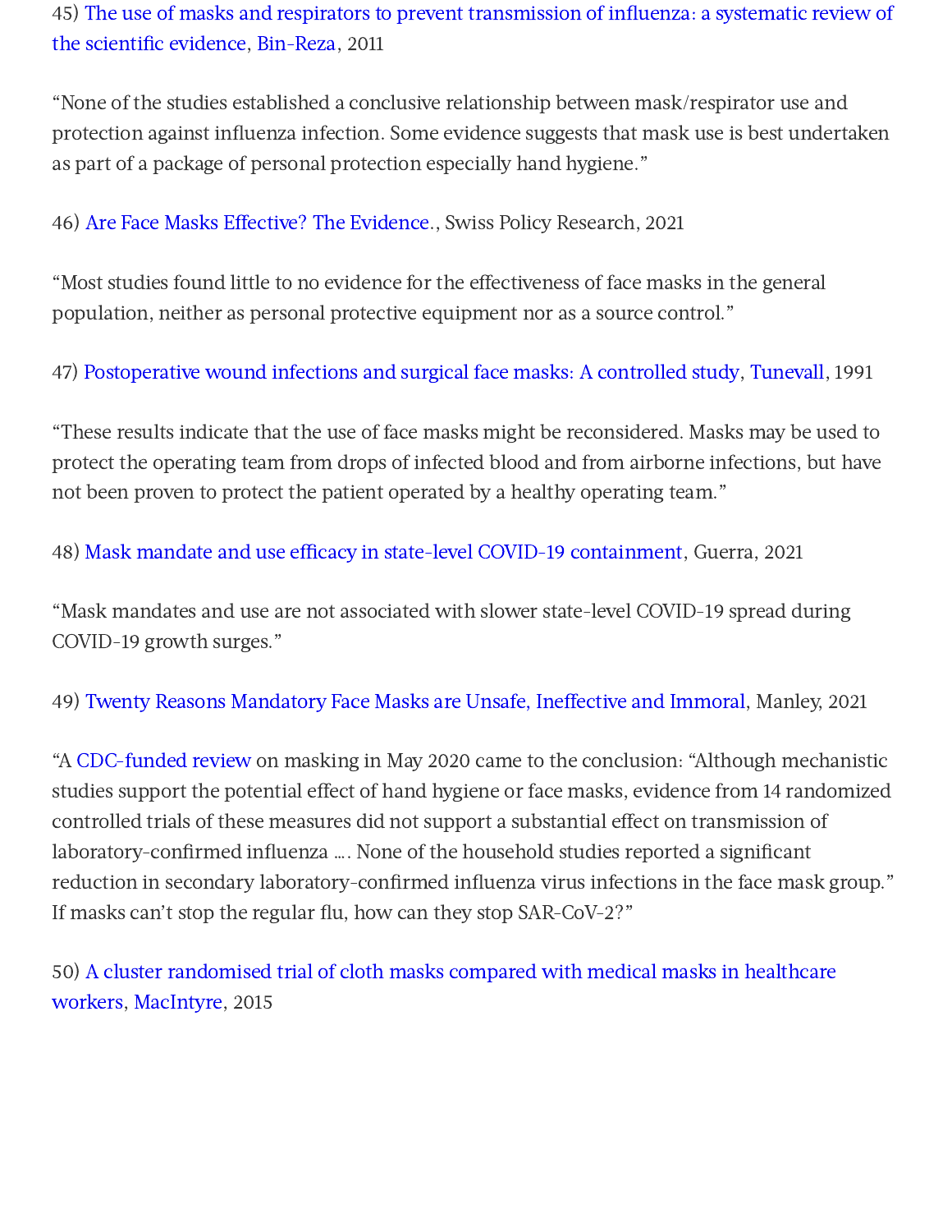45) The use of masks and respirators to prevent transmission of influenza: a systematic review of the scientific evidence, Bin-Reza, 2011

"None of the studies established a conclusive relationship between mask/respirator use and protection against influenza infection. Some evidence suggests that mask use is best undertaken as part of a package of personal protection especially hand hygiene."

46) Are Face Masks Effective? The Evidence., Swiss Policy Research, 2021

"Most studies found little to no evidence for the effectiveness of face masks in the general population, neither as personal protective equipment nor as a source control."

47) Postoperative wound infections and surgical face masks: A controlled study, Tunevall, 1991

"These results indicate that the use of face masks might be reconsidered. Masks may be used to protect the operating team from drops of infected blood and from airborne infections, but have not been proven to protect the patient operated by a healthy operating team."

48) Mask mandate and use efficacy in state-level COVID-19 containment, Guerra, 2021

"Mask mandates and use are not associated with slower state-level COVID-19 spread during COVID-19 growth surges."

49) Twenty Reasons Mandatory Face Masks are Unsafe, Ineffective and Immoral, Manley, 2021

"A CDC-funded review on masking in May 2020 came to the conclusion: "Although mechanistic studies support the potential effect of hand hygiene or face masks, evidence from 14 randomized controlled trials of these measures did not support a substantial effect on transmission of laboratory-confirmed influenza …. None of the household studies reported a significant reduction in secondary laboratory-confirmed influenza virus infections in the face mask group." If masks can't stop the regular flu, how can they stop SAR-CoV-2?"

50) A cluster randomised trial of cloth masks compared with medical masks in healthcare workers, MacIntyre, 2015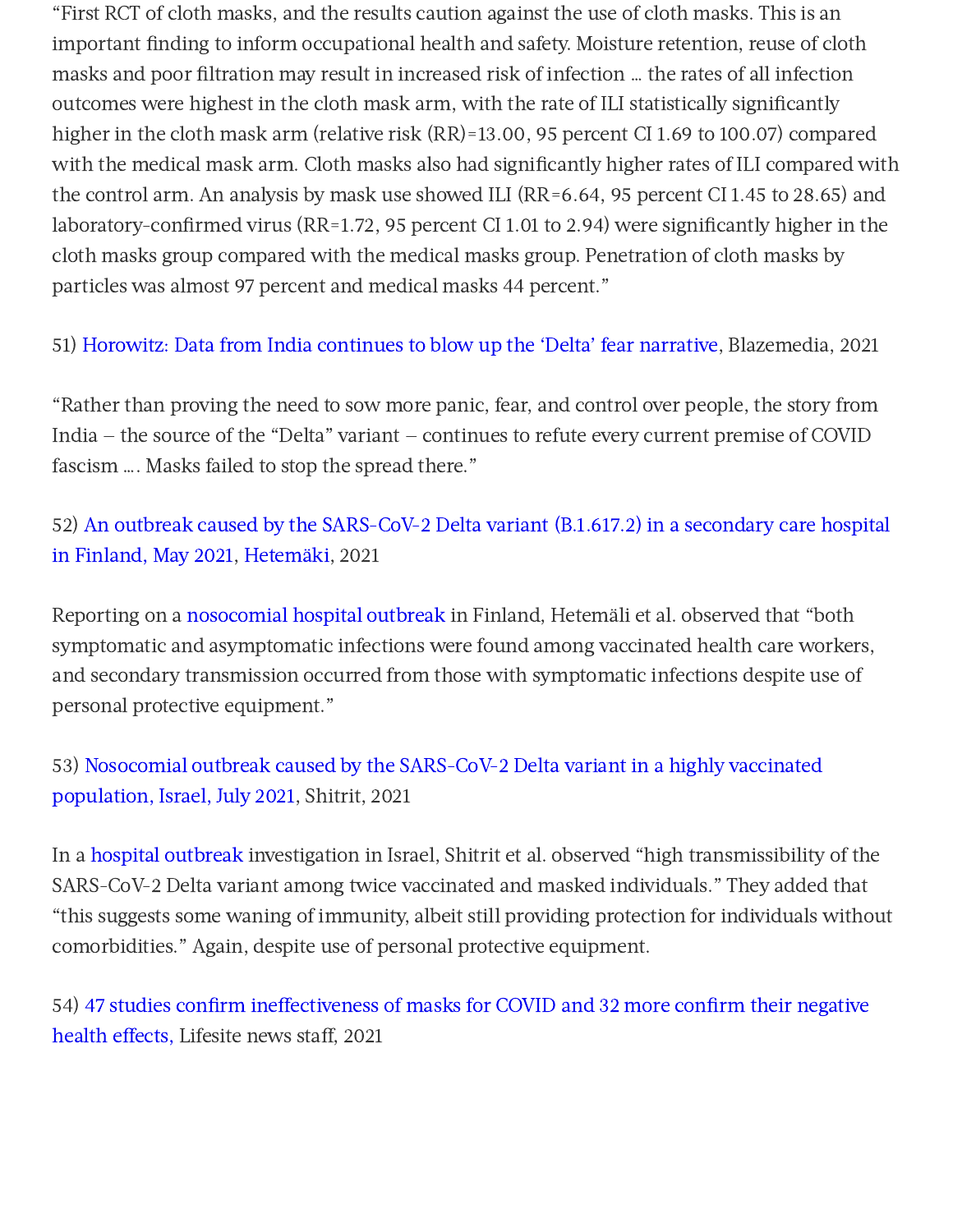"First RCT of cloth masks, and the results caution against the use of cloth masks. This is an important finding to inform occupational health and safety. Moisture retention, reuse of cloth masks and poor filtration may result in increased risk of infection … the rates of all infection outcomes were highest in the cloth mask arm, with the rate of ILI statistically significantly higher in the cloth mask arm (relative risk (RR)=13.00, 95 percent CI 1.69 to 100.07) compared with the medical mask arm. Cloth masks also had significantly higher rates of ILI compared with the control arm. An analysis by mask use showed ILI (RR=6.64, 95 percent CI 1.45 to 28.65) and laboratory-confirmed virus (RR=1.72, 95 percent CI 1.01 to 2.94) were significantly higher in the cloth masks group compared with the medical masks group. Penetration of cloth masks by particles was almost 97 percent and medical masks 44 percent."

51) Horowitz: Data from India continues to blow up the 'Delta' fear narrative, Blazemedia, 2021

"Rather than proving the need to sow more panic, fear, and control over people, the story from India – the source of the "Delta" variant – continues to refute every current premise of COVID fascism …. Masks failed to stop the spread there."

52) An outbreak caused by the SARS-CoV-2 Delta variant (B.1.617.2) in a secondary care hospital in Finland, May 2021, Hetemäki, 2021

Reporting on a nosocomial hospital outbreak in Finland, Hetemäli et al. observed that "both symptomatic and asymptomatic infections were found among vaccinated health care workers, and secondary transmission occurred from those with symptomatic infections despite use of personal protective equipment."

53) Nosocomial outbreak caused by the SARS-CoV-2 Delta variant in a highly vaccinated population, Israel, July 2021, Shitrit, 2021

In a hospital outbreak investigation in Israel, Shitrit et al. observed "high transmissibility of the SARS-CoV-2 Delta variant among twice vaccinated and masked individuals." They added that "this suggests some waning of immunity, albeit still providing protection for individuals without comorbidities." Again, despite use of personal protective equipment.

54) 47 studies confirm ineffectiveness of masks for COVID and 32 more confirm their negative health effects, Lifesite news staff, 2021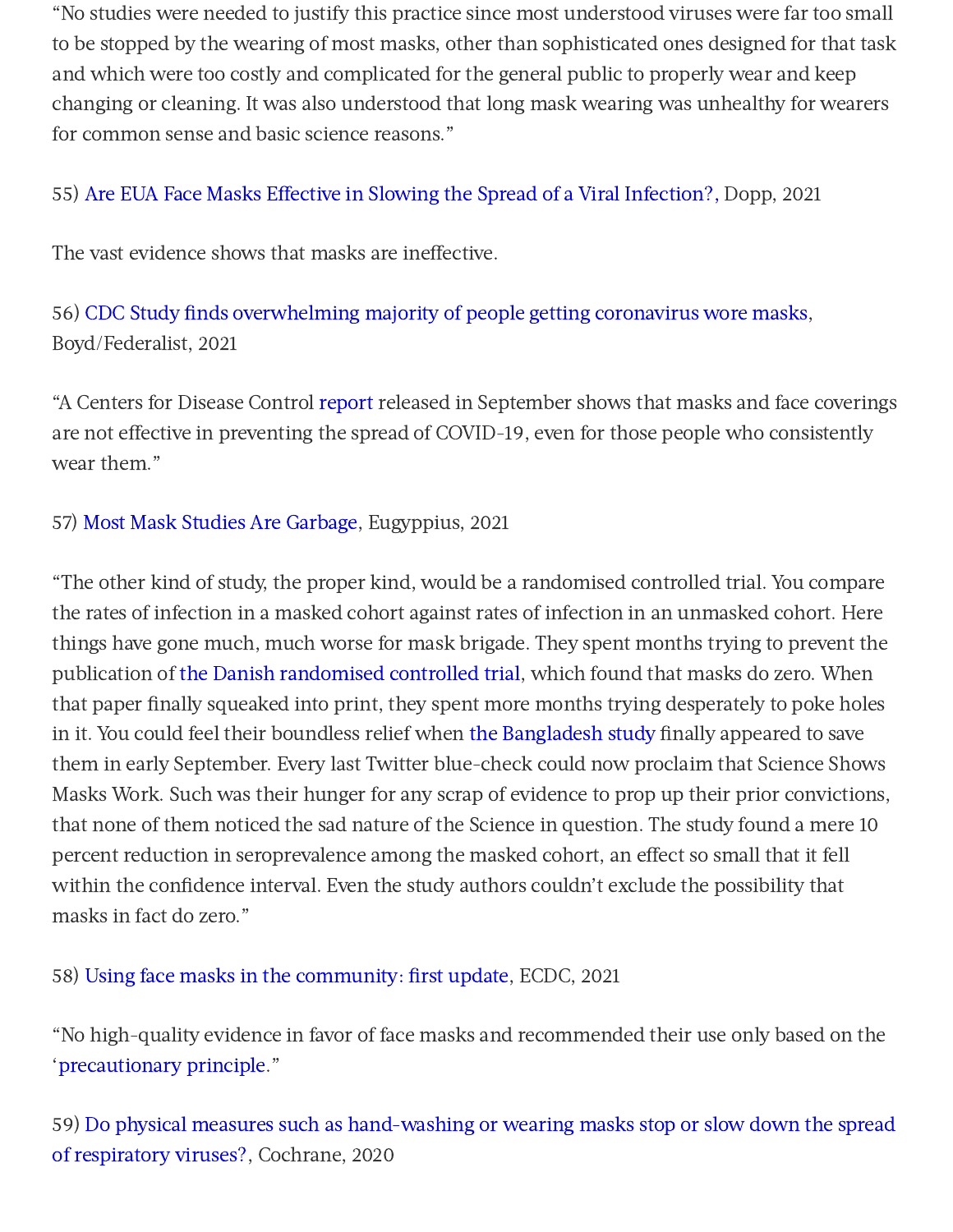"No studies were needed to justify this practice since most understood viruses were far too small to be stopped by the wearing of most masks, other than sophisticated ones designed for that task and which were too costly and complicated for the general public to properly wear and keep changing or cleaning. It was also understood that long mask wearing was unhealthy for wearers for common sense and basic science reasons."

55) Are EUA Face Masks Effective in Slowing the Spread of a Viral Infection?, Dopp, 2021

The vast evidence shows that masks are ineffective.

56) CDC Study finds overwhelming majority of people getting coronavirus wore masks, Boyd/Federalist, 2021

"A Centers for Disease Control report released in September shows that masks and face coverings are not effective in preventing the spread of COVID-19, even for those people who consistently wear them."

57) Most Mask Studies Are Garbage, Eugyppius, 2021

"The other kind of study, the proper kind, would be a randomised controlled trial. You compare the rates of infection in a masked cohort against rates of infection in an unmasked cohort. Here things have gone much, much worse for mask brigade. They spent months trying to prevent the publication of the Danish randomised controlled trial, which found that masks do zero. When that paper finally squeaked into print, they spent more months trying desperately to poke holes in it. You could feel their boundless relief when the Bangladesh study finally appeared to save them in early September. Every last Twitter blue-check could now proclaim that Science Shows Masks Work. Such was their hunger for any scrap of evidence to prop up their prior convictions, that none of them noticed the sad nature of the Science in question. The study found a mere 10 percent reduction in seroprevalence among the masked cohort, an effect so small that it fell within the confidence interval. Even the study authors couldn't exclude the possibility that masks in fact do zero."

58) Using face masks in the community: first update, ECDC, 2021

"No high-quality evidence in favor of face masks and recommended their use only based on the 'precautionary principle."

59) Do physical measures such as hand-washing or wearing masks stop or slow down the spread of respiratory viruses?, Cochrane, 2020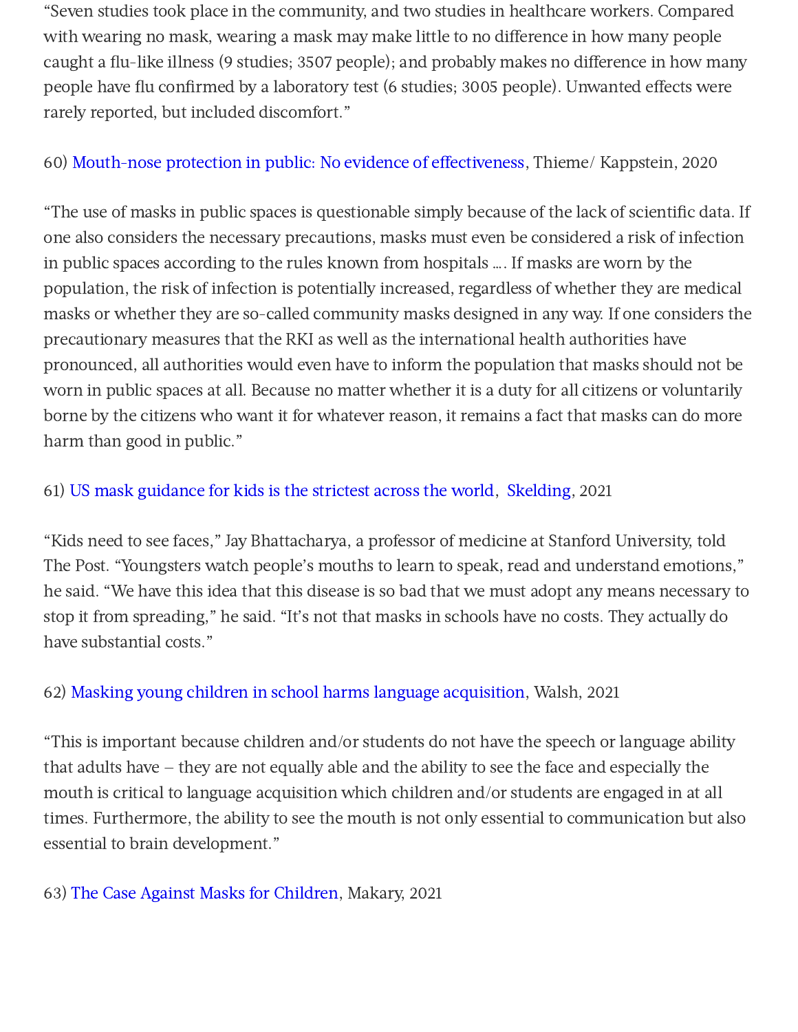“Seven studies took place in the community, and two studies in healthcare workers. Compared with wearing no mask, wearing a mask may make little to no difference in how many people caught a flu-like illness (9 studies; 3507 people); and probably makes no difference in how many people have flu confirmed by a laboratory test (6 studies; 3005 people). Unwanted effects were rarely reported, but included discomfort.”

60) Mouth-nose protection in public: No evidence of effectiveness, Thieme/ Kappstein, 2020

“The use of masks in public spaces is questionable simply because of the lack of scientific data. If one also considers the necessary precautions, masks must even be considered a risk of infection in public spaces according to the rules known from hospitals …. If masks are worn by the population, the risk of infection is potentially increased, regardless of whether they are medical masks or whether they are so-called community masks designed in any way. If one considers the precautionary measures that the RKI as well as the international health authorities have pronounced, all authorities would even have to inform the population that masks should not be worn in public spaces at all. Because no matter whether it is a duty for all citizens or voluntarily borne by the citizens who want it for whatever reason, it remains a fact that masks can do more harm than good in public.”

61) US mask guidance for kids is the strictest across the world, Skelding, 2021

“Kids need to see faces,” Jay Bhattacharya, a professor of medicine at Stanford University, told The Post. “Youngsters watch people’s mouths to learn to speak, read and understand emotions,” he said. “We have this idea that this disease is so bad that we must adopt any means necessary to stop it from spreading,” he said. “It’s not that masks in schools have no costs. They actually do have substantial costs.”

62) Masking young children in school harms language acquisition, Walsh, 2021

“This is important because children and/or students do not have the speech or language ability that adults have – they are not equally able and the ability to see the face and especially the mouth is critical to language acquisition which children and/or students are engaged in at all times. Furthermore, the ability to see the mouth is not only essential to communication but also essential to brain development.”

63) The Case Against Masks for Children, Makary, 2021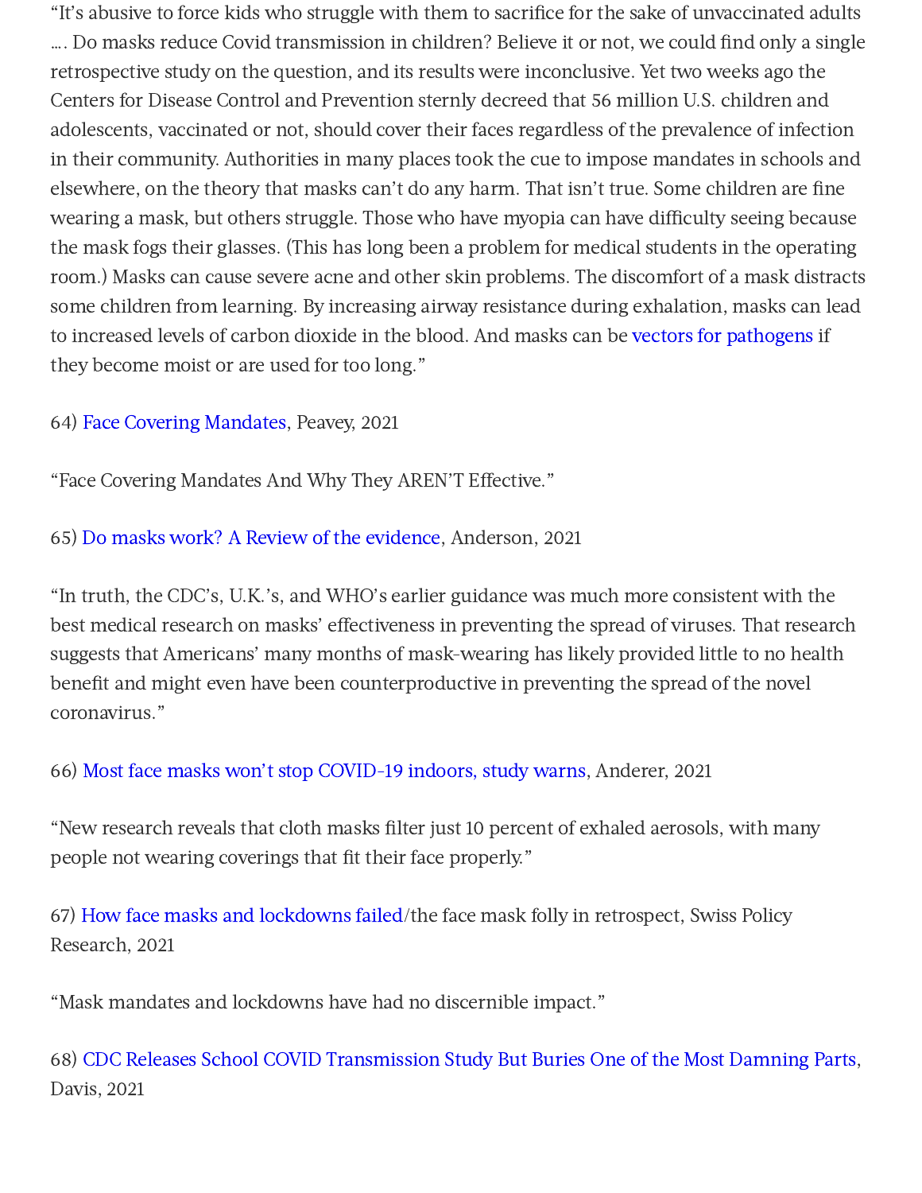"It's abusive to force kids who struggle with them to sacrifice for the sake of unvaccinated adults …. Do masks reduce Covid transmission in children? Believe it or not, we could find only a single retrospective study on the question, and its results were inconclusive. Yet two weeks ago the Centers for Disease Control and Prevention sternly decreed that 56 million U.S. children and adolescents, vaccinated or not, should cover their faces regardless of the prevalence of infection in their community. Authorities in many places took the cue to impose mandates in schools and elsewhere, on the theory that masks can't do any harm. That isn't true. Some children are fine wearing a mask, but others struggle. Those who have myopia can have difficulty seeing because the mask fogs their glasses. (This has long been a problem for medical students in the operating room.) Masks can cause severe acne and other skin problems. The discomfort of a mask distracts some children from learning. By increasing airway resistance during exhalation, masks can lead to increased levels of carbon dioxide in the blood. And masks can be vectors for pathogens if they become moist or are used for too long."

64) Face Covering Mandates, Peavey, 2021

"Face Covering Mandates And Why They AREN'T Effective."

65) Do masks work? A Review of the evidence, Anderson, 2021

"In truth, the CDC's, U.K.'s, and WHO's earlier guidance was much more consistent with the best medical research on masks' effectiveness in preventing the spread of viruses. That research suggests that Americans' many months of mask-wearing has likely provided little to no health benefit and might even have been counterproductive in preventing the spread of the novel coronavirus."

66) Most face masks won't stop COVID-19 indoors, study warns, Anderer, 2021

"New research reveals that cloth masks filter just 10 percent of exhaled aerosols, with many people not wearing coverings that fit their face properly."

67) How face masks and lockdowns failed/the face mask folly in retrospect, Swiss Policy Research, 2021

"Mask mandates and lockdowns have had no discernible impact."

68) CDC Releases School COVID Transmission Study But Buries One of the Most Damning Parts, Davis, 2021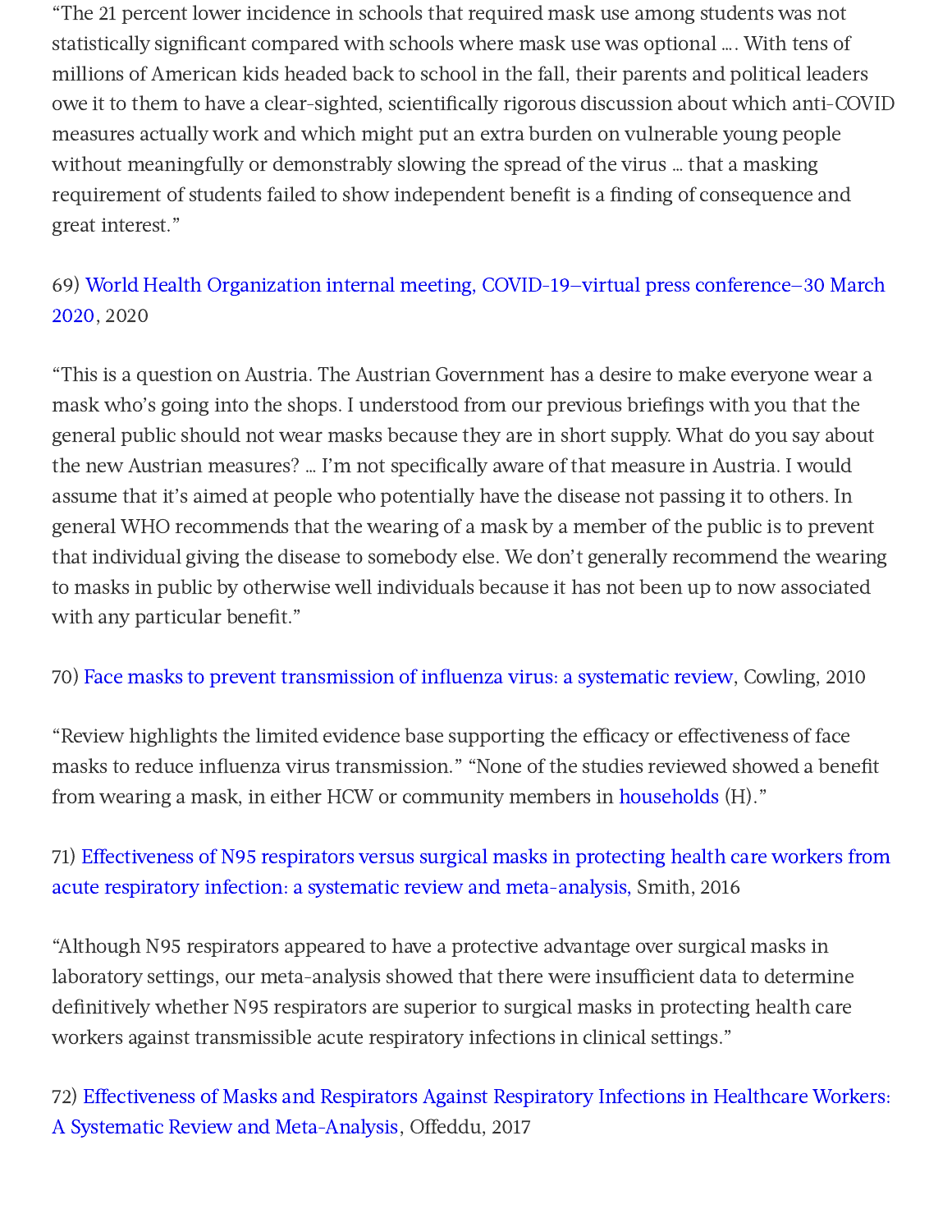"The 21 percent lower incidence in schools that required mask use among students was not statistically significant compared with schools where mask use was optional …. With tens of millions of American kids headed back to school in the fall, their parents and political leaders owe it to them to have a clear-sighted, scientifically rigorous discussion about which anti-COVID measures actually work and which might put an extra burden on vulnerable young people without meaningfully or demonstrably slowing the spread of the virus … that a masking requirement of students failed to show independent benefit is a finding of consequence and great interest."

69) World Health Organization internal meeting, COVID-19–virtual press conference–30 March 2020, 2020

"This is a question on Austria. The Austrian Government has a desire to make everyone wear a mask who's going into the shops. I understood from our previous briefings with you that the general public should not wear masks because they are in short supply. What do you say about the new Austrian measures? … I'm not specifically aware of that measure in Austria. I would assume that it's aimed at people who potentially have the disease not passing it to others. In general WHO recommends that the wearing of a mask by a member of the public is to prevent that individual giving the disease to somebody else. We don't generally recommend the wearing to masks in public by otherwise well individuals because it has not been up to now associated with any particular benefit."

70) Face masks to prevent transmission of influenza virus: a systematic review, Cowling, 2010

"Review highlights the limited evidence base supporting the efficacy or effectiveness of face masks to reduce influenza virus transmission." "None of the studies reviewed showed a benefit from wearing a mask, in either HCW or community members in households (H)."

71) Effectiveness of N95 respirators versus surgical masks in protecting health care workers from acute respiratory infection: a systematic review and meta-analysis, Smith, 2016

"Although N95 respirators appeared to have a protective advantage over surgical masks in laboratory settings, our meta-analysis showed that there were insufficient data to determine definitively whether N95 respirators are superior to surgical masks in protecting health care workers against transmissible acute respiratory infections in clinical settings."

72) Effectiveness of Masks and Respirators Against Respiratory Infections in Healthcare Workers: A Systematic Review and Meta-Analysis, Offeddu, 2017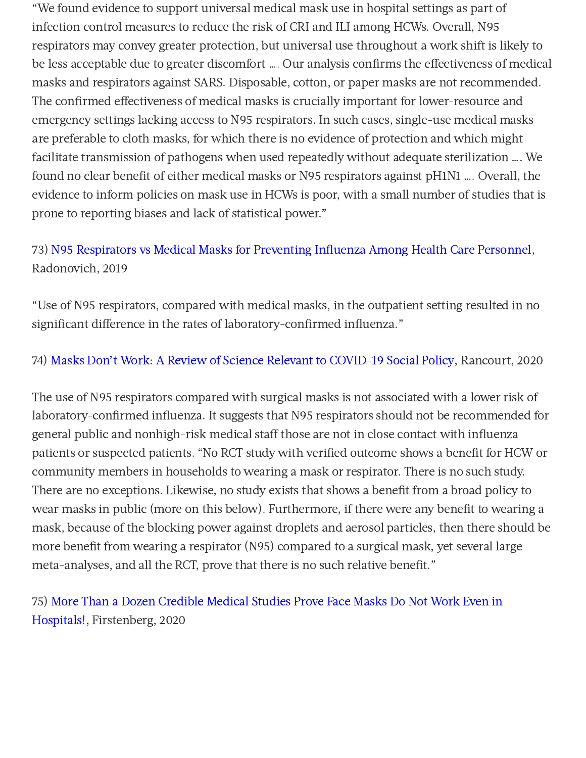"We found evidence to support universal medical mask use in hospital settings as part of infection control measures to reduce the risk of CRI and ILI among HCWs. Overall, N95 respirators may convey greater protection, but universal use throughout a work shift is likely to be less acceptable due to greater discomfort …. Our analysis confirms the effectiveness of medical masks and respirators against SARS. Disposable, cotton, or paper masks are not recommended. The confirmed effectiveness of medical masks is crucially important for lower-resource and emergency settings lacking access to N95 respirators. In such cases, single-use medical masks are preferable to cloth masks, for which there is no evidence of protection and which might facilitate transmission of pathogens when used repeatedly without adequate sterilization …. We found no clear benefit of either medical masks or N95 respirators against pH1N1 …. Overall, the evidence to inform policies on mask use in HCWs is poor, with a small number of studies that is prone to reporting biases and lack of statistical power."

73) N95 Respirators vs Medical Masks for Preventing Influenza Among Health Care Personnel, Radonovich, 2019

"Use of N95 respirators, compared with medical masks, in the outpatient setting resulted in no significant difference in the rates of laboratory-confirmed influenza."

74) Masks Don't Work: A Review of Science Relevant to COVID-19 Social Policy, Rancourt, 2020

The use of N95 respirators compared with surgical masks is not associated with a lower risk of laboratory-confirmed influenza. It suggests that N95 respirators should not be recommended for general public and nonhigh-risk medical staff those are not in close contact with influenza patients or suspected patients. "No RCT study with verified outcome shows a benefit for HCW or community members in households to wearing a mask or respirator. There is no such study. There are no exceptions. Likewise, no study exists that shows a benefit from a broad policy to wear masks in public (more on this below). Furthermore, if there were any benefit to wearing a mask, because of the blocking power against droplets and aerosol particles, then there should be more benefit from wearing a respirator (N95) compared to a surgical mask, yet several large meta-analyses, and all the RCT, prove that there is no such relative benefit."

75) More Than a Dozen Credible Medical Studies Prove Face Masks Do Not Work Even in Hospitals!, Firstenberg, 2020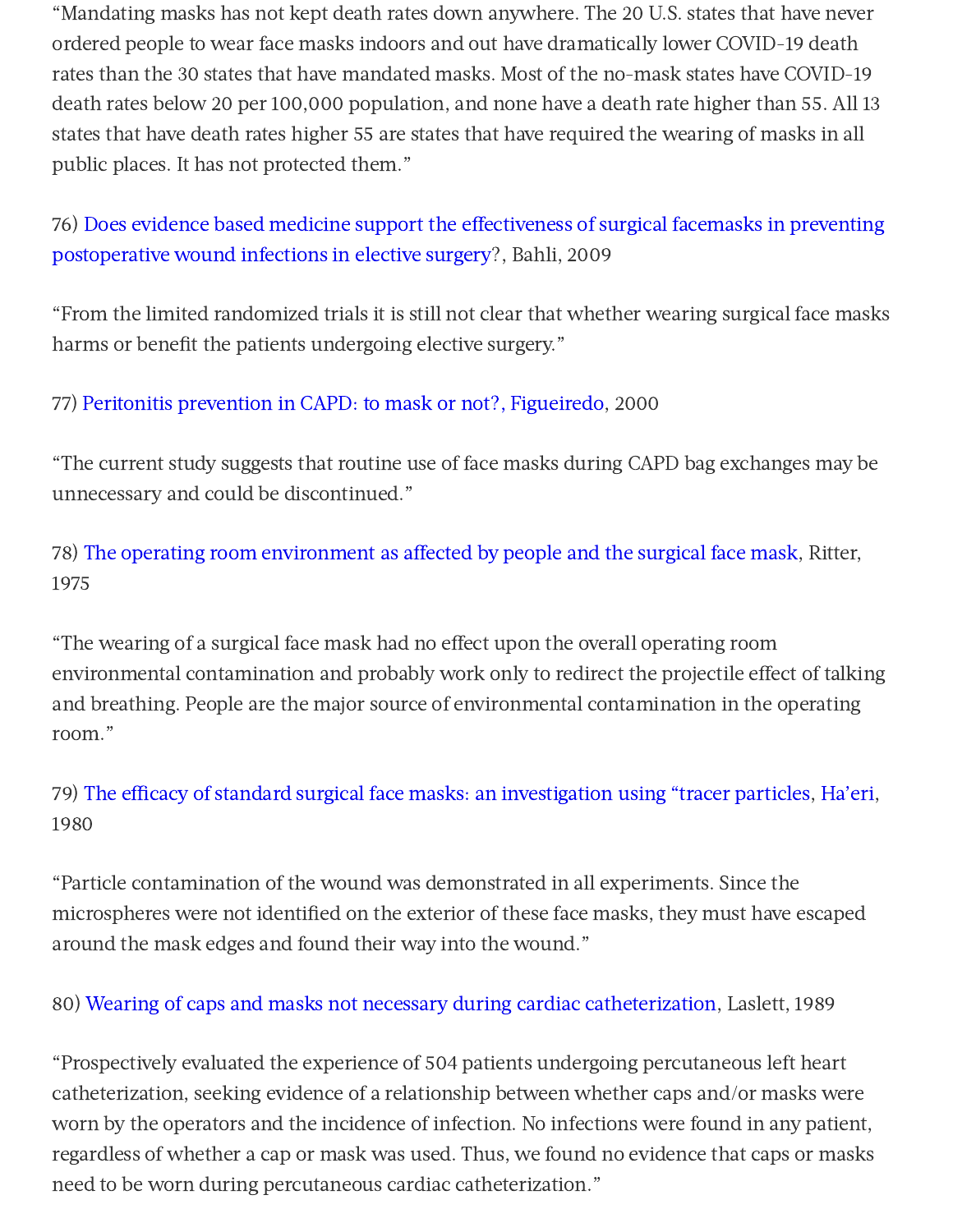"Mandating masks has not kept death rates down anywhere. The 20 U.S. states that have never ordered people to wear face masks indoors and out have dramatically lower COVID-19 death rates than the 30 states that have mandated masks. Most of the no-mask states have COVID-19 death rates below 20 per 100,000 population, and none have a death rate higher than 55. All 13 states that have death rates higher 55 are states that have required the wearing of masks in all public places. It has not protected them."

76) Does evidence based medicine support the effectiveness of surgical facemasks in preventing postoperative wound infections in elective surgery?, Bahli, 2009

"From the limited randomized trials it is still not clear that whether wearing surgical face masks harms or benefit the patients undergoing elective surgery."

77) Peritonitis prevention in CAPD: to mask or not?, Figueiredo, 2000

"The current study suggests that routine use of face masks during CAPD bag exchanges may be unnecessary and could be discontinued."

78) The operating room environment as affected by people and the surgical face mask, Ritter, 1975

"The wearing of a surgical face mask had no effect upon the overall operating room environmental contamination and probably work only to redirect the projectile effect of talking and breathing. People are the major source of environmental contamination in the operating room."

79) The efficacy of standard surgical face masks: an investigation using "tracer particles, Ha'eri, 1980

"Particle contamination of the wound was demonstrated in all experiments. Since the microspheres were not identified on the exterior of these face masks, they must have escaped around the mask edges and found their way into the wound."

80) Wearing of caps and masks not necessary during cardiac catheterization, Laslett, 1989

"Prospectively evaluated the experience of 504 patients undergoing percutaneous left heart catheterization, seeking evidence of a relationship between whether caps and/or masks were worn by the operators and the incidence of infection. No infections were found in any patient, regardless of whether a cap or mask was used. Thus, we found no evidence that caps or masks need to be worn during percutaneous cardiac catheterization."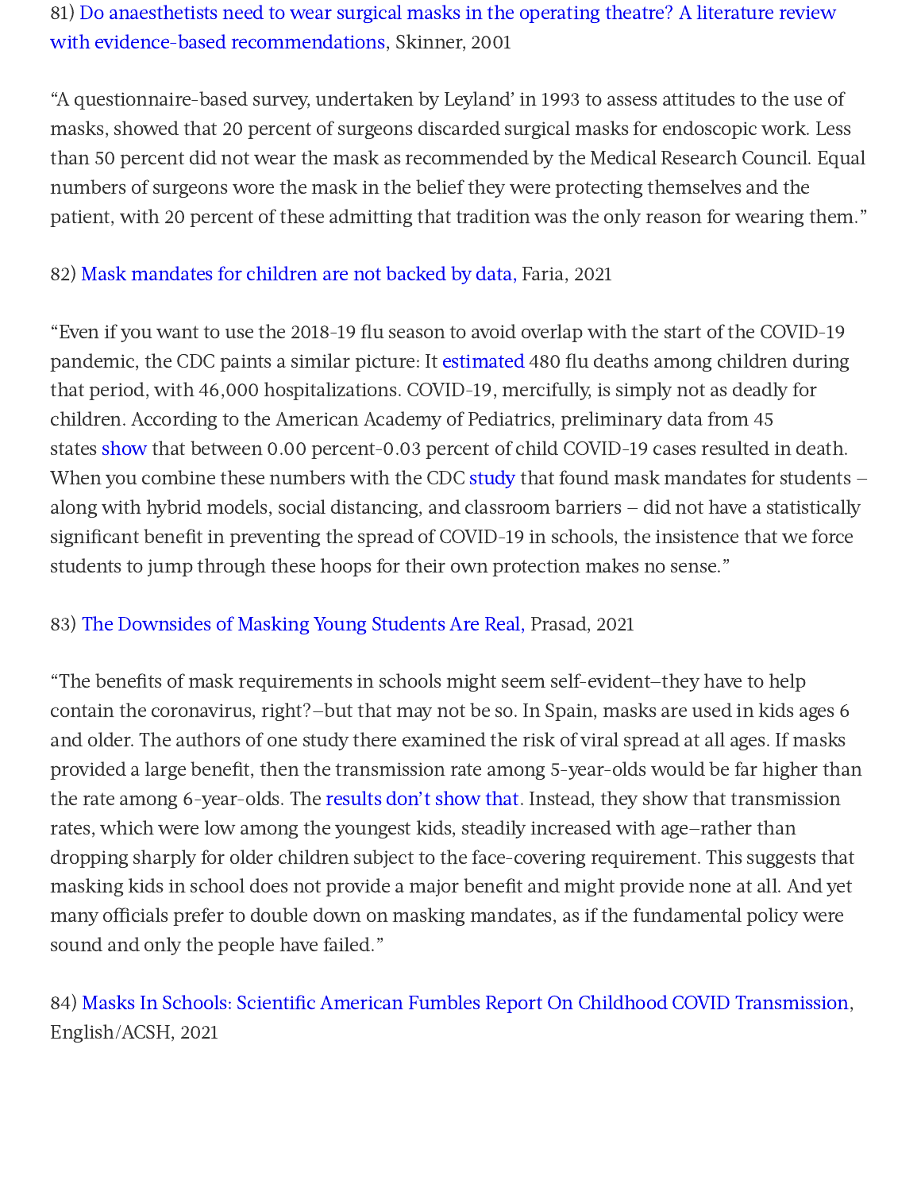81) Do anaesthetists need to wear surgical masks in the operating theatre? A literature review with evidence-based recommendations, Skinner, 2001

"A questionnaire-based survey, undertaken by Leyland' in 1993 to assess attitudes to the use of masks, showed that 20 percent of surgeons discarded surgical masks for endoscopic work. Less than 50 percent did not wear the mask as recommended by the Medical Research Council. Equal numbers of surgeons wore the mask in the belief they were protecting themselves and the patient, with 20 percent of these admitting that tradition was the only reason for wearing them."

82) Mask mandates for children are not backed by data, Faria, 2021

"Even if you want to use the 2018-19 flu season to avoid overlap with the start of the COVID-19 pandemic, the CDC paints a similar picture: It estimated 480 flu deaths among children during that period, with 46,000 hospitalizations. COVID-19, mercifully, is simply not as deadly for children. According to the American Academy of Pediatrics, preliminary data from 45 states show that between 0.00 percent-0.03 percent of child COVID-19 cases resulted in death. When you combine these numbers with the CDC study that found mask mandates for students – along with hybrid models, social distancing, and classroom barriers – did not have a statistically significant benefit in preventing the spread of COVID-19 in schools, the insistence that we force students to jump through these hoops for their own protection makes no sense."

83) The Downsides of Masking Young Students Are Real, Prasad, 2021

"The benefits of mask requirements in schools might seem self-evident—they have to help contain the coronavirus, right?—but that may not be so. In Spain, masks are used in kids ages 6 and older. The authors of one study there examined the risk of viral spread at all ages. If masks provided a large benefit, then the transmission rate among 5-year-olds would be far higher than the rate among 6-year-olds. The results don't show that. Instead, they show that transmission rates, which were low among the youngest kids, steadily increased with age—rather than dropping sharply for older children subject to the face-covering requirement. This suggests that masking kids in school does not provide a major benefit and might provide none at all. And yet many officials prefer to double down on masking mandates, as if the fundamental policy were sound and only the people have failed."

84) Masks In Schools: Scientific American Fumbles Report On Childhood COVID Transmission, English/ACSH, 2021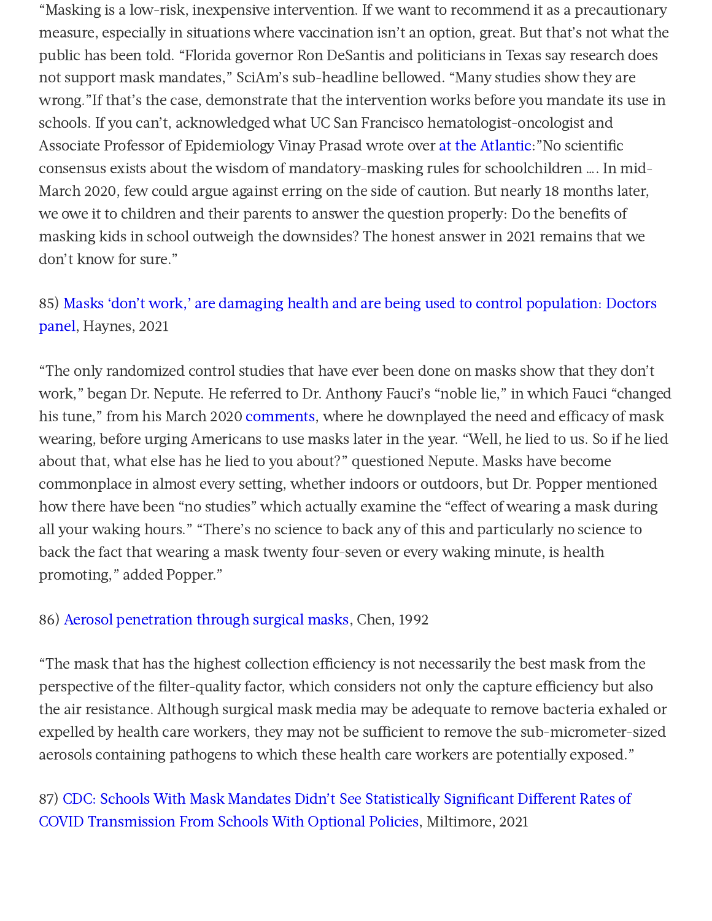"Masking is a low-risk, inexpensive intervention. If we want to recommend it as a precautionary measure, especially in situations where vaccination isn't an option, great. But that's not what the public has been told. "Florida governor Ron DeSantis and politicians in Texas say research does not support mask mandates," SciAm's sub-headline bellowed. "Many studies show they are wrong."If that's the case, demonstrate that the intervention works before you mandate its use in schools. If you can't, acknowledged what UC San Francisco hematologist-oncologist and Associate Professor of Epidemiology Vinay Prasad wrote over at the Atlantic:"No scientific consensus exists about the wisdom of mandatory-masking rules for schoolchildren …. In mid-March 2020, few could argue against erring on the side of caution. But nearly 18 months later, we owe it to children and their parents to answer the question properly: Do the benefits of masking kids in school outweigh the downsides? The honest answer in 2021 remains that we don't know for sure."

85) Masks 'don't work,' are damaging health and are being used to control population: Doctors panel, Haynes, 2021

"The only randomized control studies that have ever been done on masks show that they don't work," began Dr. Nepute. He referred to Dr. Anthony Fauci's "noble lie," in which Fauci "changed his tune," from his March 2020 comments, where he downplayed the need and efficacy of mask wearing, before urging Americans to use masks later in the year. "Well, he lied to us. So if he lied about that, what else has he lied to you about?" questioned Nepute. Masks have become commonplace in almost every setting, whether indoors or outdoors, but Dr. Popper mentioned how there have been "no studies" which actually examine the "effect of wearing a mask during all your waking hours." "There's no science to back any of this and particularly no science to back the fact that wearing a mask twenty four-seven or every waking minute, is health promoting," added Popper."

86) Aerosol penetration through surgical masks, Chen, 1992

"The mask that has the highest collection efficiency is not necessarily the best mask from the perspective of the filter-quality factor, which considers not only the capture efficiency but also the air resistance. Although surgical mask media may be adequate to remove bacteria exhaled or expelled by health care workers, they may not be sufficient to remove the sub-micrometer-sized aerosols containing pathogens to which these health care workers are potentially exposed."

87) CDC: Schools With Mask Mandates Didn't See Statistically Significant Different Rates of COVID Transmission From Schools With Optional Policies, Miltimore, 2021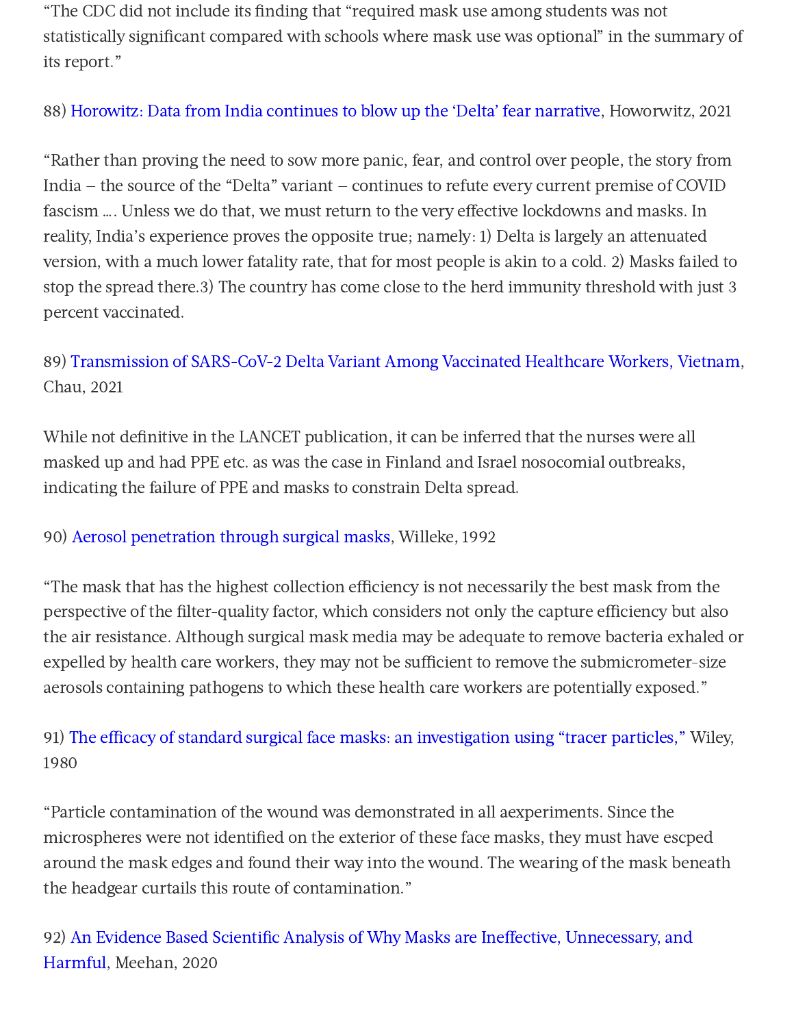"The CDC did not include its finding that "required mask use among students was not statistically significant compared with schools where mask use was optional" in the summary of its report."

88) Horowitz: Data from India continues to blow up the 'Delta' fear narrative, Howorwitz, 2021

"Rather than proving the need to sow more panic, fear, and control over people, the story from India – the source of the "Delta" variant – continues to refute every current premise of COVID fascism …. Unless we do that, we must return to the very effective lockdowns and masks. In reality, India's experience proves the opposite true; namely: 1) Delta is largely an attenuated version, with a much lower fatality rate, that for most people is akin to a cold. 2) Masks failed to stop the spread there.3) The country has come close to the herd immunity threshold with just 3 percent vaccinated.

89) Transmission of SARS-CoV-2 Delta Variant Among Vaccinated Healthcare Workers, Vietnam, Chau, 2021

While not definitive in the LANCET publication, it can be inferred that the nurses were all masked up and had PPE etc. as was the case in Finland and Israel nosocomial outbreaks, indicating the failure of PPE and masks to constrain Delta spread.

90) Aerosol penetration through surgical masks, Willeke, 1992

"The mask that has the highest collection efficiency is not necessarily the best mask from the perspective of the filter-quality factor, which considers not only the capture efficiency but also the air resistance. Although surgical mask media may be adequate to remove bacteria exhaled or expelled by health care workers, they may not be sufficient to remove the submicrometer-size aerosols containing pathogens to which these health care workers are potentially exposed."

91) The efficacy of standard surgical face masks: an investigation using "tracer particles," Wiley, 1980

"Particle contamination of the wound was demonstrated in all aexperiments. Since the microspheres were not identified on the exterior of these face masks, they must have escped around the mask edges and found their way into the wound. The wearing of the mask beneath the headgear curtails this route of contamination."

92) An Evidence Based Scientific Analysis of Why Masks are Ineffective, Unnecessary, and Harmful, Meehan, 2020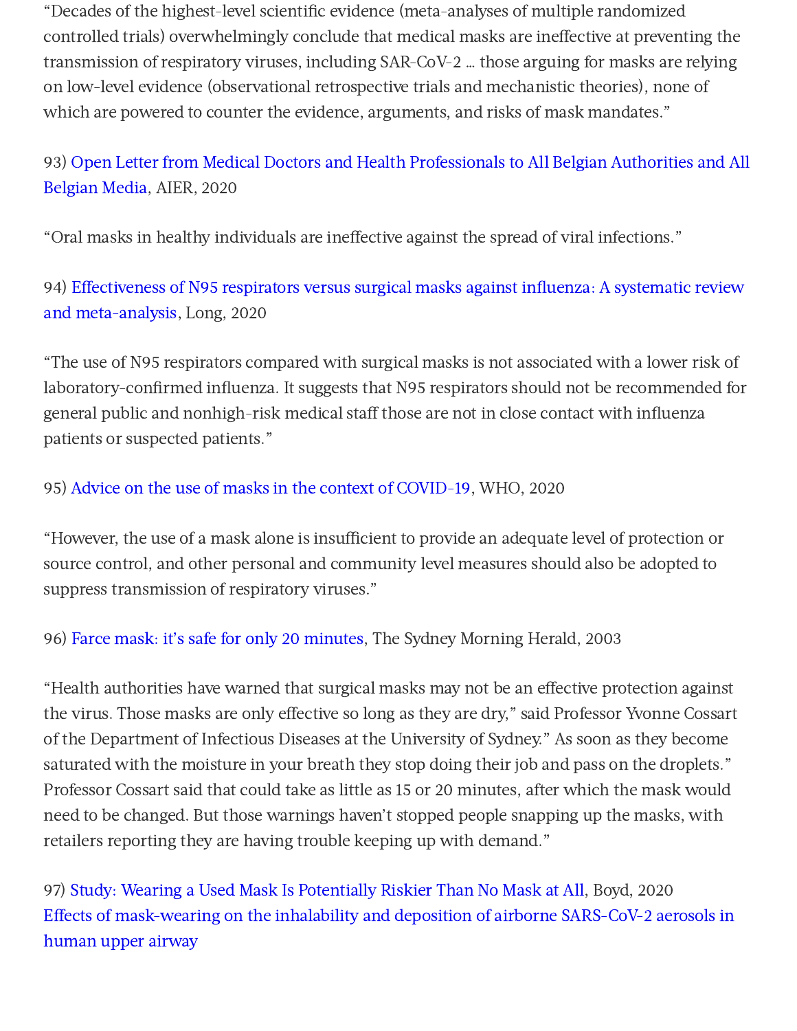“Decades of the highest-level scientific evidence (meta-analyses of multiple randomized controlled trials) overwhelmingly conclude that medical masks are ineffective at preventing the transmission of respiratory viruses, including SAR-CoV-2 … those arguing for masks are relying on low-level evidence (observational retrospective trials and mechanistic theories), none of which are powered to counter the evidence, arguments, and risks of mask mandates.”

93) Open Letter from Medical Doctors and Health Professionals to All Belgian Authorities and All Belgian Media, AIER, 2020

“Oral masks in healthy individuals are ineffective against the spread of viral infections.”

94) Effectiveness of N95 respirators versus surgical masks against influenza: A systematic review and meta-analysis, Long, 2020

“The use of N95 respirators compared with surgical masks is not associated with a lower risk of laboratory-confirmed influenza. It suggests that N95 respirators should not be recommended for general public and nonhigh-risk medical staff those are not in close contact with influenza patients or suspected patients.”

95) Advice on the use of masks in the context of COVID-19, WHO, 2020

“However, the use of a mask alone is insufficient to provide an adequate level of protection or source control, and other personal and community level measures should also be adopted to suppress transmission of respiratory viruses.”

96) Farce mask: it’s safe for only 20 minutes, The Sydney Morning Herald, 2003

“Health authorities have warned that surgical masks may not be an effective protection against the virus. Those masks are only effective so long as they are dry,” said Professor Yvonne Cossart of the Department of Infectious Diseases at the University of Sydney.” As soon as they become saturated with the moisture in your breath they stop doing their job and pass on the droplets.” Professor Cossart said that could take as little as 15 or 20 minutes, after which the mask would need to be changed. But those warnings haven’t stopped people snapping up the masks, with retailers reporting they are having trouble keeping up with demand.”

97) Study: Wearing a Used Mask Is Potentially Riskier Than No Mask at All, Boyd, 2020
Effects of mask-wearing on the inhalability and deposition of airborne SARS-CoV-2 aerosols in human upper airway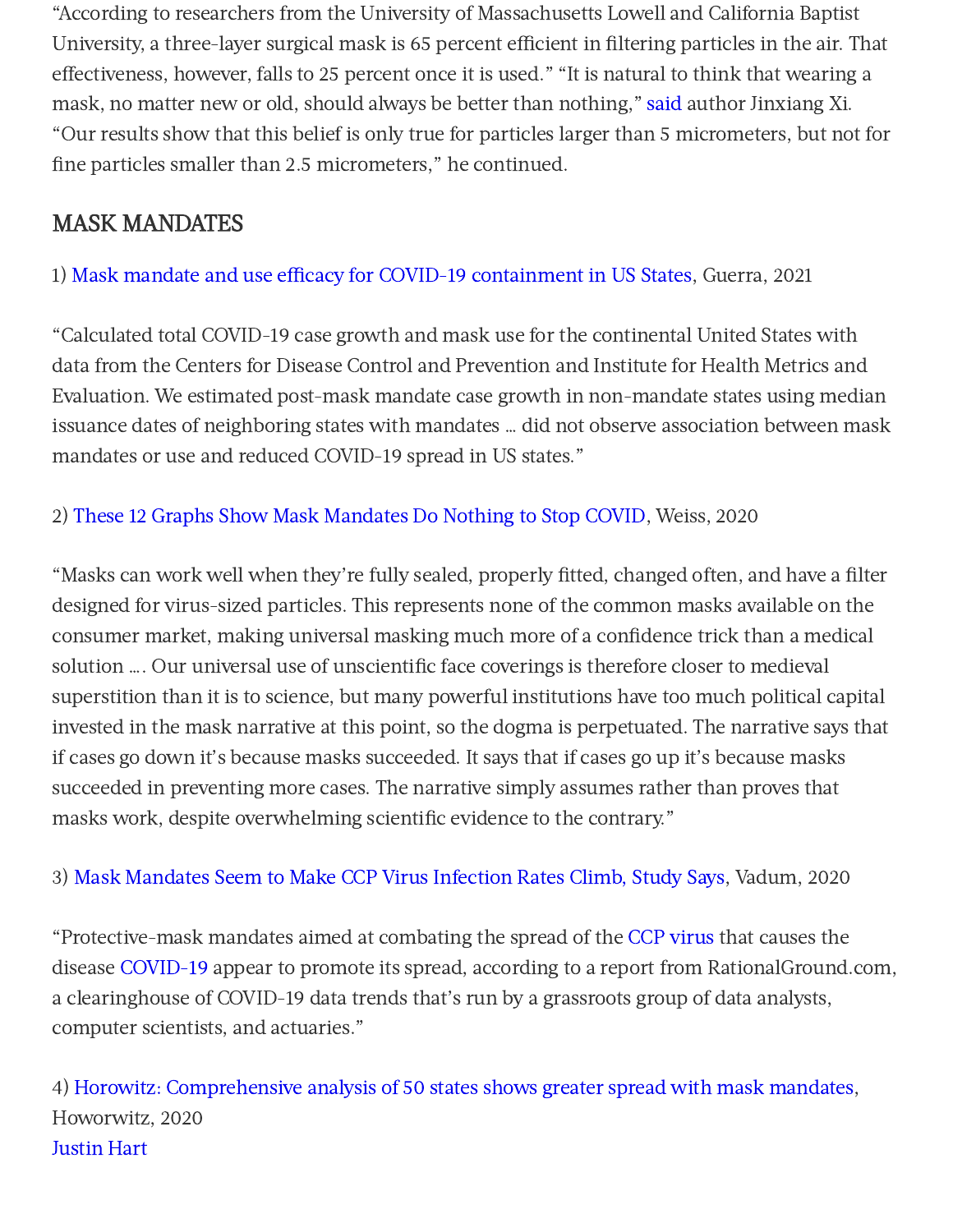“According to researchers from the University of Massachusetts Lowell and California Baptist University, a three-layer surgical mask is 65 percent efficient in filtering particles in the air. That effectiveness, however, falls to 25 percent once it is used.” “It is natural to think that wearing a mask, no matter new or old, should always be better than nothing,” said author Jinxiang Xi. “Our results show that this belief is only true for particles larger than 5 micrometers, but not for fine particles smaller than 2.5 micrometers,” he continued.

## MASK MANDATES

1) Mask mandate and use efficacy for COVID-19 containment in US States, Guerra, 2021

“Calculated total COVID-19 case growth and mask use for the continental United States with data from the Centers for Disease Control and Prevention and Institute for Health Metrics and Evaluation. We estimated post-mask mandate case growth in non-mandate states using median issuance dates of neighboring states with mandates … did not observe association between mask mandates or use and reduced COVID-19 spread in US states.”

2) These 12 Graphs Show Mask Mandates Do Nothing to Stop COVID, Weiss, 2020

“Masks can work well when they’re fully sealed, properly fitted, changed often, and have a filter designed for virus-sized particles. This represents none of the common masks available on the consumer market, making universal masking much more of a confidence trick than a medical solution …. Our universal use of unscientific face coverings is therefore closer to medieval superstition than it is to science, but many powerful institutions have too much political capital invested in the mask narrative at this point, so the dogma is perpetuated. The narrative says that if cases go down it’s because masks succeeded. It says that if cases go up it’s because masks succeeded in preventing more cases. The narrative simply assumes rather than proves that masks work, despite overwhelming scientific evidence to the contrary.”

3) Mask Mandates Seem to Make CCP Virus Infection Rates Climb, Study Says, Vadum, 2020

“Protective-mask mandates aimed at combating the spread of the CCP virus that causes the disease COVID-19 appear to promote its spread, according to a report from RationalGround.com, a clearinghouse of COVID-19 data trends that’s run by a grassroots group of data analysts, computer scientists, and actuaries.”

4) Horowitz: Comprehensive analysis of 50 states shows greater spread with mask mandates, Howorwitz, 2020
Justin Hart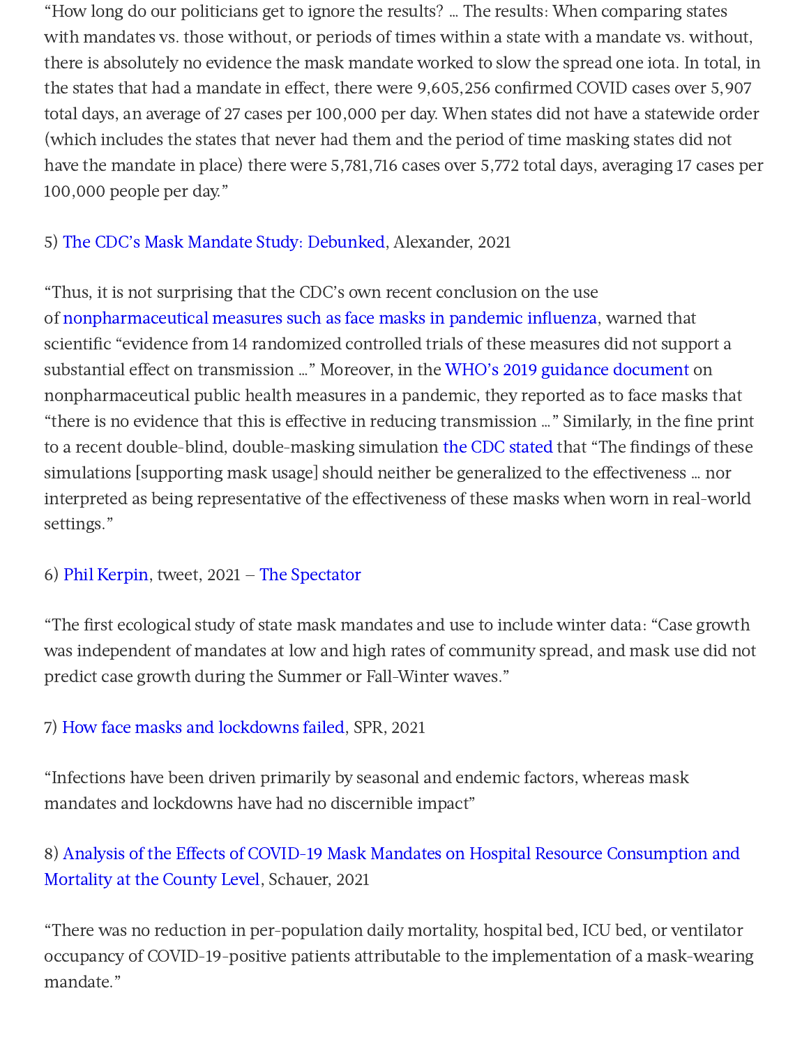"How long do our politicians get to ignore the results? … The results: When comparing states with mandates vs. those without, or periods of times within a state with a mandate vs. without, there is absolutely no evidence the mask mandate worked to slow the spread one iota. In total, in the states that had a mandate in effect, there were 9,605,256 confirmed COVID cases over 5,907 total days, an average of 27 cases per 100,000 per day. When states did not have a statewide order (which includes the states that never had them and the period of time masking states did not have the mandate in place) there were 5,781,716 cases over 5,772 total days, averaging 17 cases per 100,000 people per day."

5) The CDC's Mask Mandate Study: Debunked, Alexander, 2021

"Thus, it is not surprising that the CDC's own recent conclusion on the use of nonpharmaceutical measures such as face masks in pandemic influenza, warned that scientific "evidence from 14 randomized controlled trials of these measures did not support a substantial effect on transmission …" Moreover, in the WHO's 2019 guidance document on nonpharmaceutical public health measures in a pandemic, they reported as to face masks that "there is no evidence that this is effective in reducing transmission …" Similarly, in the fine print to a recent double-blind, double-masking simulation the CDC stated that "The findings of these simulations [supporting mask usage] should neither be generalized to the effectiveness … nor interpreted as being representative of the effectiveness of these masks when worn in real-world settings."

6) Phil Kerpin, tweet, 2021 – The Spectator

"The first ecological study of state mask mandates and use to include winter data: "Case growth was independent of mandates at low and high rates of community spread, and mask use did not predict case growth during the Summer or Fall-Winter waves."

7) How face masks and lockdowns failed, SPR, 2021

"Infections have been driven primarily by seasonal and endemic factors, whereas mask mandates and lockdowns have had no discernible impact"

8) Analysis of the Effects of COVID-19 Mask Mandates on Hospital Resource Consumption and Mortality at the County Level, Schauer, 2021

"There was no reduction in per-population daily mortality, hospital bed, ICU bed, or ventilator occupancy of COVID-19-positive patients attributable to the implementation of a mask-wearing mandate."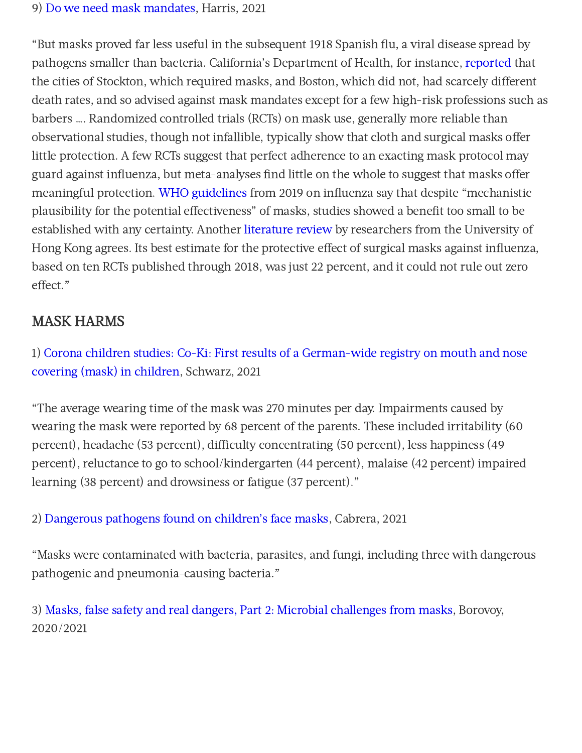9) Do we need mask mandates, Harris, 2021

"But masks proved far less useful in the subsequent 1918 Spanish flu, a viral disease spread by pathogens smaller than bacteria. California's Department of Health, for instance, reported that the cities of Stockton, which required masks, and Boston, which did not, had scarcely different death rates, and so advised against mask mandates except for a few high-risk professions such as barbers …. Randomized controlled trials (RCTs) on mask use, generally more reliable than observational studies, though not infallible, typically show that cloth and surgical masks offer little protection. A few RCTs suggest that perfect adherence to an exacting mask protocol may guard against influenza, but meta-analyses find little on the whole to suggest that masks offer meaningful protection. WHO guidelines from 2019 on influenza say that despite "mechanistic plausibility for the potential effectiveness" of masks, studies showed a benefit too small to be established with any certainty. Another literature review by researchers from the University of Hong Kong agrees. Its best estimate for the protective effect of surgical masks against influenza, based on ten RCTs published through 2018, was just 22 percent, and it could not rule out zero effect."

## MASK HARMS

1) Corona children studies: Co-Ki: First results of a German-wide registry on mouth and nose covering (mask) in children, Schwarz, 2021

"The average wearing time of the mask was 270 minutes per day. Impairments caused by wearing the mask were reported by 68 percent of the parents. These included irritability (60 percent), headache (53 percent), difficulty concentrating (50 percent), less happiness (49 percent), reluctance to go to school/kindergarten (44 percent), malaise (42 percent) impaired learning (38 percent) and drowsiness or fatigue (37 percent)."

2) Dangerous pathogens found on children's face masks, Cabrera, 2021

"Masks were contaminated with bacteria, parasites, and fungi, including three with dangerous pathogenic and pneumonia-causing bacteria."

3) Masks, false safety and real dangers, Part 2: Microbial challenges from masks, Borovoy, 2020/2021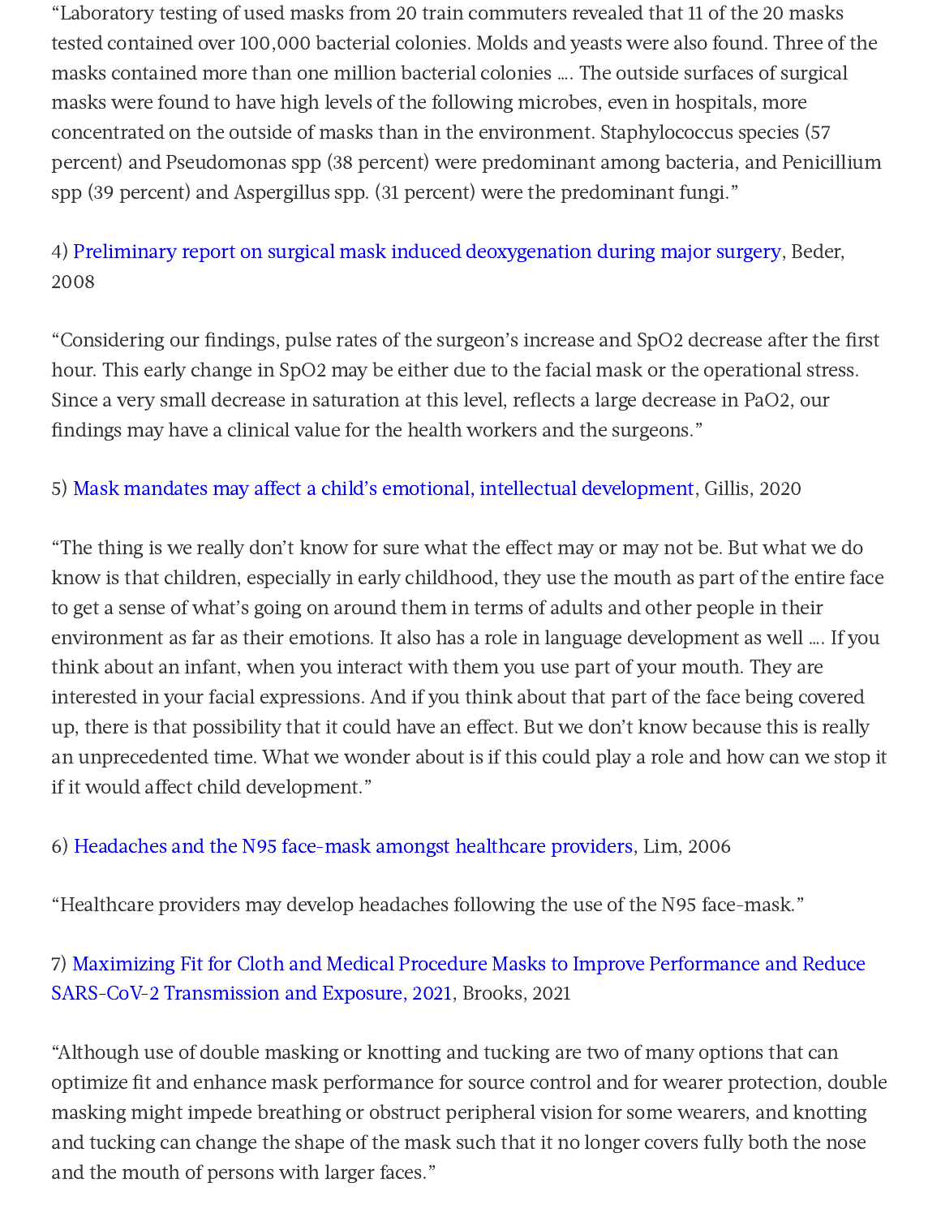"Laboratory testing of used masks from 20 train commuters revealed that 11 of the 20 masks tested contained over 100,000 bacterial colonies. Molds and yeasts were also found. Three of the masks contained more than one million bacterial colonies …. The outside surfaces of surgical masks were found to have high levels of the following microbes, even in hospitals, more concentrated on the outside of masks than in the environment. Staphylococcus species (57 percent) and Pseudomonas spp (38 percent) were predominant among bacteria, and Penicillium spp (39 percent) and Aspergillus spp. (31 percent) were the predominant fungi."

4) Preliminary report on surgical mask induced deoxygenation during major surgery, Beder, 2008

"Considering our findings, pulse rates of the surgeon's increase and SpO2 decrease after the first hour. This early change in SpO2 may be either due to the facial mask or the operational stress. Since a very small decrease in saturation at this level, reflects a large decrease in PaO2, our findings may have a clinical value for the health workers and the surgeons."

5) Mask mandates may affect a child's emotional, intellectual development, Gillis, 2020

"The thing is we really don't know for sure what the effect may or may not be. But what we do know is that children, especially in early childhood, they use the mouth as part of the entire face to get a sense of what's going on around them in terms of adults and other people in their environment as far as their emotions. It also has a role in language development as well …. If you think about an infant, when you interact with them you use part of your mouth. They are interested in your facial expressions. And if you think about that part of the face being covered up, there is that possibility that it could have an effect. But we don't know because this is really an unprecedented time. What we wonder about is if this could play a role and how can we stop it if it would affect child development."

6) Headaches and the N95 face-mask amongst healthcare providers, Lim, 2006

"Healthcare providers may develop headaches following the use of the N95 face-mask."

7) Maximizing Fit for Cloth and Medical Procedure Masks to Improve Performance and Reduce SARS-CoV-2 Transmission and Exposure, 2021, Brooks, 2021

"Although use of double masking or knotting and tucking are two of many options that can optimize fit and enhance mask performance for source control and for wearer protection, double masking might impede breathing or obstruct peripheral vision for some wearers, and knotting and tucking can change the shape of the mask such that it no longer covers fully both the nose and the mouth of persons with larger faces."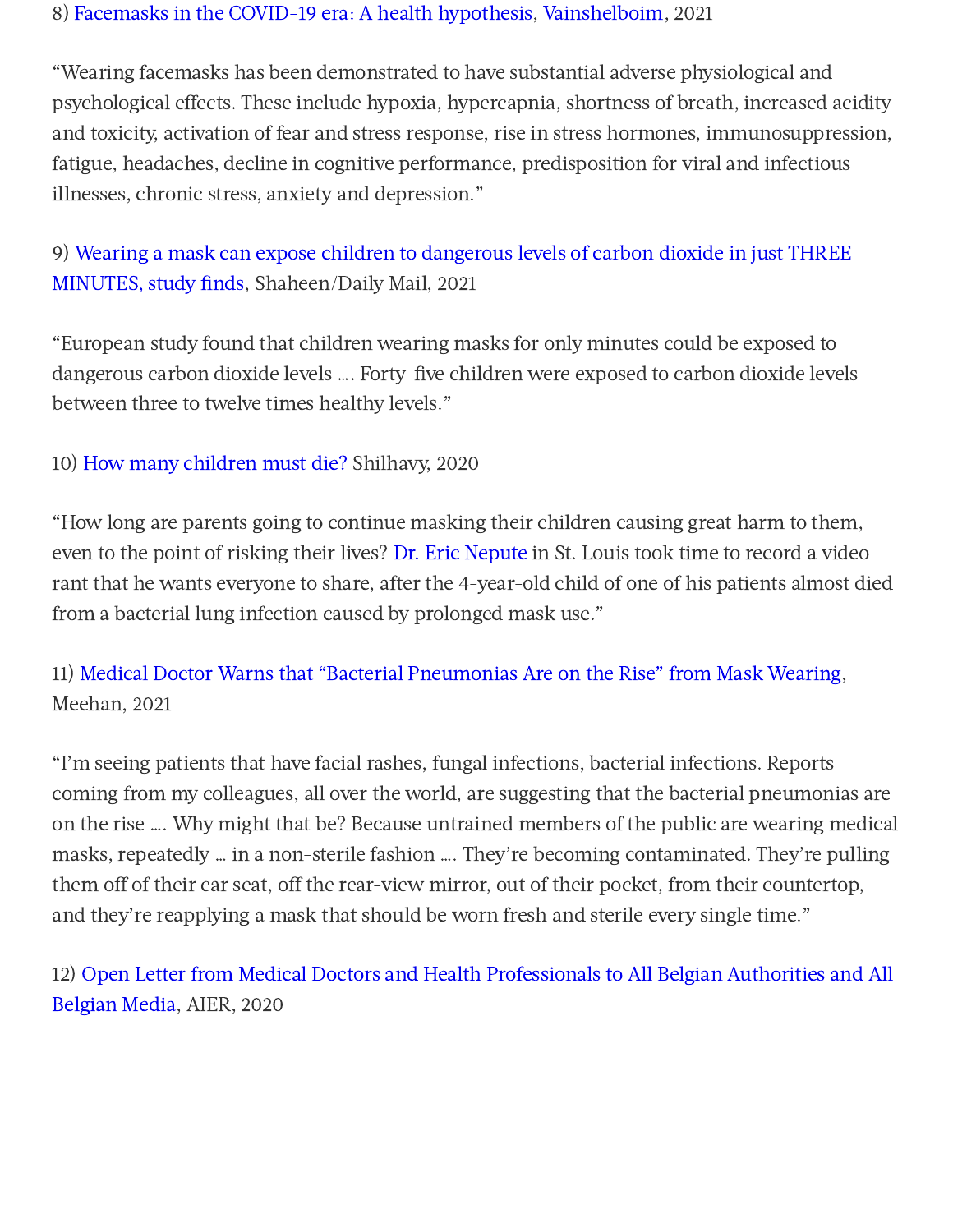8) Facemasks in the COVID-19 era: A health hypothesis, Vainshelboim, 2021

"Wearing facemasks has been demonstrated to have substantial adverse physiological and psychological effects. These include hypoxia, hypercapnia, shortness of breath, increased acidity and toxicity, activation of fear and stress response, rise in stress hormones, immunosuppression, fatigue, headaches, decline in cognitive performance, predisposition for viral and infectious illnesses, chronic stress, anxiety and depression."

9) Wearing a mask can expose children to dangerous levels of carbon dioxide in just THREE MINUTES, study finds, Shaheen/Daily Mail, 2021

"European study found that children wearing masks for only minutes could be exposed to dangerous carbon dioxide levels …. Forty-five children were exposed to carbon dioxide levels between three to twelve times healthy levels."

10) How many children must die? Shilhavy, 2020

"How long are parents going to continue masking their children causing great harm to them, even to the point of risking their lives? Dr. Eric Nepute in St. Louis took time to record a video rant that he wants everyone to share, after the 4-year-old child of one of his patients almost died from a bacterial lung infection caused by prolonged mask use."

11) Medical Doctor Warns that "Bacterial Pneumonias Are on the Rise" from Mask Wearing, Meehan, 2021

"I'm seeing patients that have facial rashes, fungal infections, bacterial infections. Reports coming from my colleagues, all over the world, are suggesting that the bacterial pneumonias are on the rise …. Why might that be? Because untrained members of the public are wearing medical masks, repeatedly … in a non-sterile fashion …. They're becoming contaminated. They're pulling them off of their car seat, off the rear-view mirror, out of their pocket, from their countertop, and they're reapplying a mask that should be worn fresh and sterile every single time."

12) Open Letter from Medical Doctors and Health Professionals to All Belgian Authorities and All Belgian Media, AIER, 2020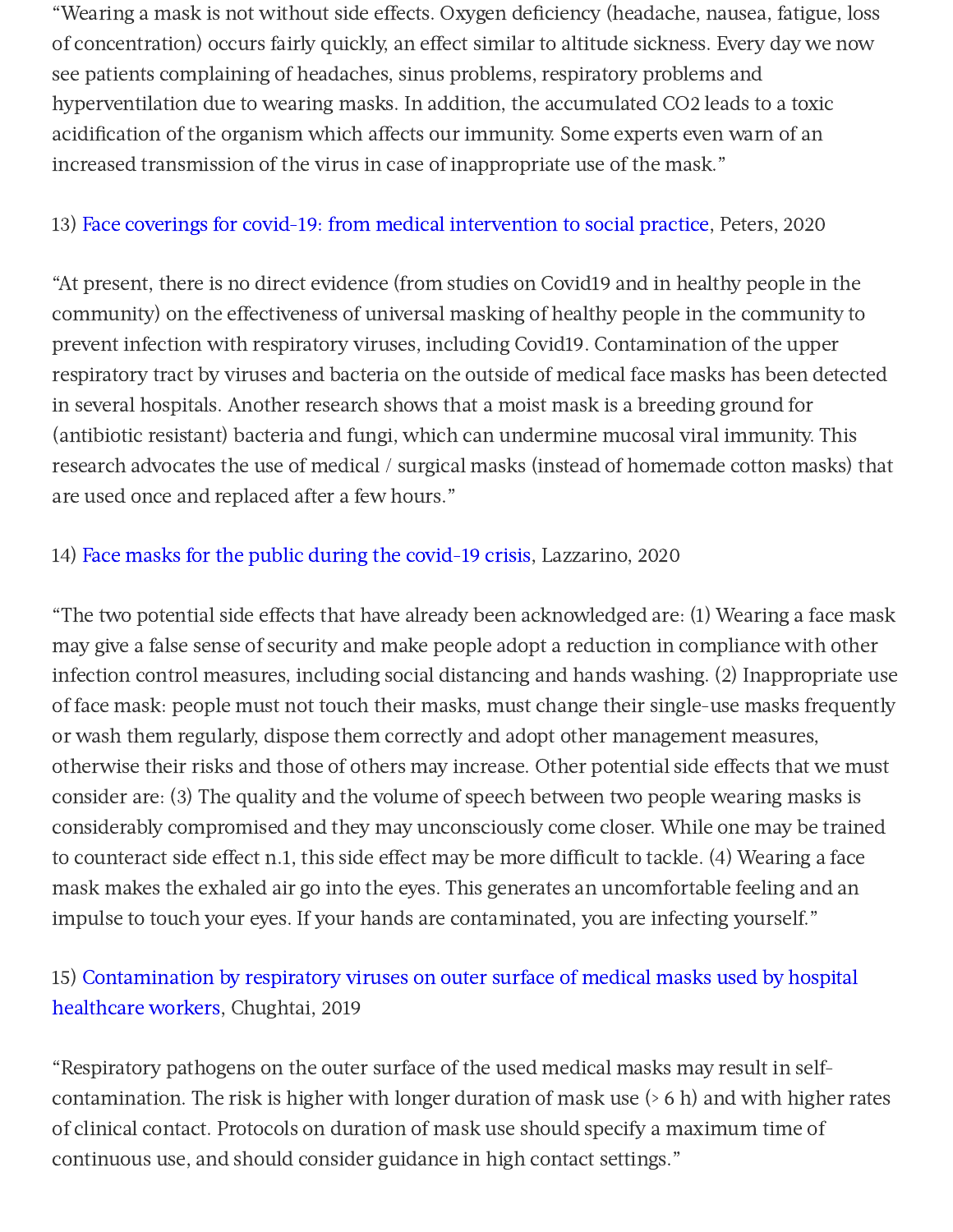"Wearing a mask is not without side effects. Oxygen deficiency (headache, nausea, fatigue, loss of concentration) occurs fairly quickly, an effect similar to altitude sickness. Every day we now see patients complaining of headaches, sinus problems, respiratory problems and hyperventilation due to wearing masks. In addition, the accumulated $CO_2$ leads to a toxic acidification of the organism which affects our immunity. Some experts even warn of an increased transmission of the virus in case of inappropriate use of the mask."

13) Face coverings for covid-19: from medical intervention to social practice, Peters, 2020

"At present, there is no direct evidence (from studies on Covid19 and in healthy people in the community) on the effectiveness of universal masking of healthy people in the community to prevent infection with respiratory viruses, including Covid19. Contamination of the upper respiratory tract by viruses and bacteria on the outside of medical face masks has been detected in several hospitals. Another research shows that a moist mask is a breeding ground for (antibiotic resistant) bacteria and fungi, which can undermine mucosal viral immunity. This research advocates the use of medical / surgical masks (instead of homemade cotton masks) that are used once and replaced after a few hours."

14) Face masks for the public during the covid-19 crisis, Lazzarino, 2020

"The two potential side effects that have already been acknowledged are: (1) Wearing a face mask may give a false sense of security and make people adopt a reduction in compliance with other infection control measures, including social distancing and hands washing. (2) Inappropriate use of face mask: people must not touch their masks, must change their single-use masks frequently or wash them regularly, dispose them correctly and adopt other management measures, otherwise their risks and those of others may increase. Other potential side effects that we must consider are: (3) The quality and the volume of speech between two people wearing masks is considerably compromised and they may unconsciously come closer. While one may be trained to counteract side effect n.1, this side effect may be more difficult to tackle. (4) Wearing a face mask makes the exhaled air go into the eyes. This generates an uncomfortable feeling and an impulse to touch your eyes. If your hands are contaminated, you are infecting yourself."

15) Contamination by respiratory viruses on outer surface of medical masks used by hospital healthcare workers, Chughtai, 2019

"Respiratory pathogens on the outer surface of the used medical masks may result in self-contamination. The risk is higher with longer duration of mask use (> 6 h) and with higher rates of clinical contact. Protocols on duration of mask use should specify a maximum time of continuous use, and should consider guidance in high contact settings."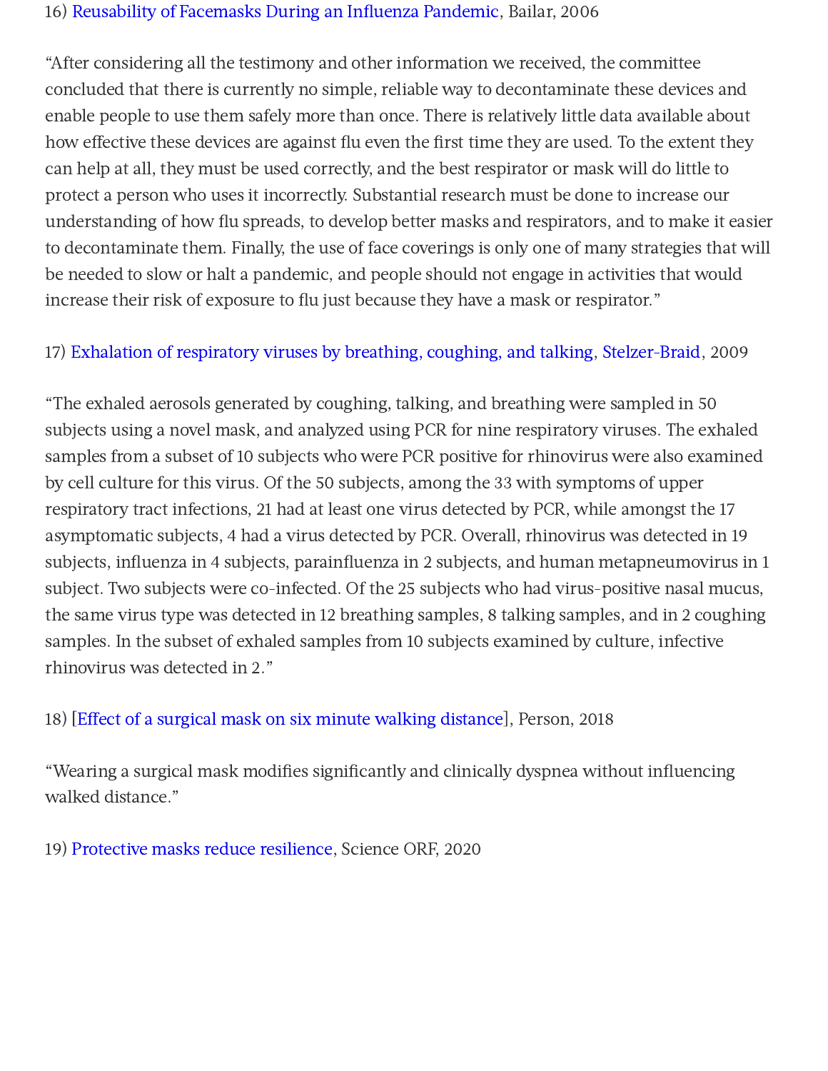16) Reusability of Facemasks During an Influenza Pandemic, Bailar, 2006

"After considering all the testimony and other information we received, the committee concluded that there is currently no simple, reliable way to decontaminate these devices and enable people to use them safely more than once. There is relatively little data available about how effective these devices are against flu even the first time they are used. To the extent they can help at all, they must be used correctly, and the best respirator or mask will do little to protect a person who uses it incorrectly. Substantial research must be done to increase our understanding of how flu spreads, to develop better masks and respirators, and to make it easier to decontaminate them. Finally, the use of face coverings is only one of many strategies that will be needed to slow or halt a pandemic, and people should not engage in activities that would increase their risk of exposure to flu just because they have a mask or respirator."

17) Exhalation of respiratory viruses by breathing, coughing, and talking, Stelzer-Braid, 2009

"The exhaled aerosols generated by coughing, talking, and breathing were sampled in 50 subjects using a novel mask, and analyzed using PCR for nine respiratory viruses. The exhaled samples from a subset of 10 subjects who were PCR positive for rhinovirus were also examined by cell culture for this virus. Of the 50 subjects, among the 33 with symptoms of upper respiratory tract infections, 21 had at least one virus detected by PCR, while amongst the 17 asymptomatic subjects, 4 had a virus detected by PCR. Overall, rhinovirus was detected in 19 subjects, influenza in 4 subjects, parainfluenza in 2 subjects, and human metapneumovirus in 1 subject. Two subjects were co-infected. Of the 25 subjects who had virus-positive nasal mucus, the same virus type was detected in 12 breathing samples, 8 talking samples, and in 2 coughing samples. In the subset of exhaled samples from 10 subjects examined by culture, infective rhinovirus was detected in 2."

18) [Effect of a surgical mask on six minute walking distance], Person, 2018

"Wearing a surgical mask modifies significantly and clinically dyspnea without influencing walked distance."

19) Protective masks reduce resilience, Science ORF, 2020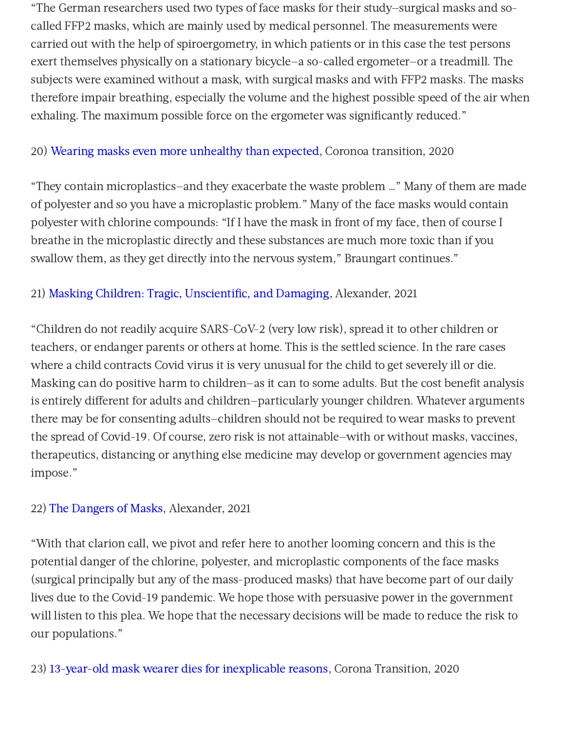"The German researchers used two types of face masks for their study–surgical masks and so-called FFP2 masks, which are mainly used by medical personnel. The measurements were carried out with the help of spiroergometry, in which patients or in this case the test persons exert themselves physically on a stationary bicycle–a so-called ergometer–or a treadmill. The subjects were examined without a mask, with surgical masks and with FFP2 masks. The masks therefore impair breathing, especially the volume and the highest possible speed of the air when exhaling. The maximum possible force on the ergometer was significantly reduced."

20) Wearing masks even more unhealthy than expected, Coronoa transition, 2020

"They contain microplastics–and they exacerbate the waste problem …" Many of them are made of polyester and so you have a microplastic problem." Many of the face masks would contain polyester with chlorine compounds: "If I have the mask in front of my face, then of course I breathe in the microplastic directly and these substances are much more toxic than if you swallow them, as they get directly into the nervous system," Braungart continues."

21) Masking Children: Tragic, Unscientific, and Damaging, Alexander, 2021

"Children do not readily acquire SARS-CoV-2 (very low risk), spread it to other children or teachers, or endanger parents or others at home. This is the settled science. In the rare cases where a child contracts Covid virus it is very unusual for the child to get severely ill or die. Masking can do positive harm to children–as it can to some adults. But the cost benefit analysis is entirely different for adults and children–particularly younger children. Whatever arguments there may be for consenting adults–children should not be required to wear masks to prevent the spread of Covid-19. Of course, zero risk is not attainable–with or without masks, vaccines, therapeutics, distancing or anything else medicine may develop or government agencies may impose."

22) The Dangers of Masks, Alexander, 2021

"With that clarion call, we pivot and refer here to another looming concern and this is the potential danger of the chlorine, polyester, and microplastic components of the face masks (surgical principally but any of the mass-produced masks) that have become part of our daily lives due to the Covid-19 pandemic. We hope those with persuasive power in the government will listen to this plea. We hope that the necessary decisions will be made to reduce the risk to our populations."

23) 13-year-old mask wearer dies for inexplicable reasons, Corona Transition, 2020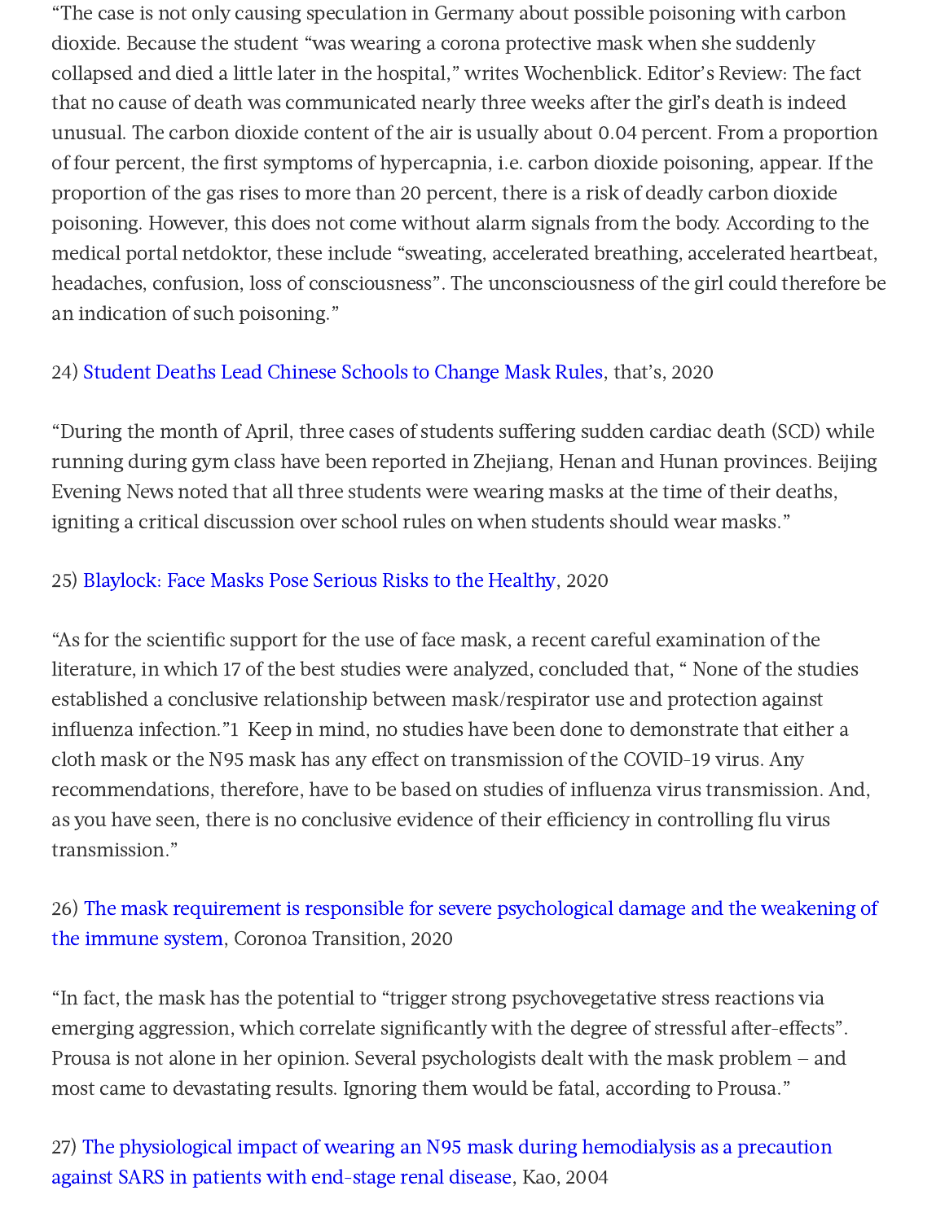“The case is not only causing speculation in Germany about possible poisoning with carbon dioxide. Because the student “was wearing a corona protective mask when she suddenly collapsed and died a little later in the hospital,” writes Wochenblick. Editor’s Review: The fact that no cause of death was communicated nearly three weeks after the girl’s death is indeed unusual. The carbon dioxide content of the air is usually about 0.04 percent. From a proportion of four percent, the first symptoms of hypercapnia, i.e. carbon dioxide poisoning, appear. If the proportion of the gas rises to more than 20 percent, there is a risk of deadly carbon dioxide poisoning. However, this does not come without alarm signals from the body. According to the medical portal netdoktor, these include “sweating, accelerated breathing, accelerated heartbeat, headaches, confusion, loss of consciousness”. The unconsciousness of the girl could therefore be an indication of such poisoning.”

24) Student Deaths Lead Chinese Schools to Change Mask Rules, that’s, 2020

“During the month of April, three cases of students suffering sudden cardiac death (SCD) while running during gym class have been reported in Zhejiang, Henan and Hunan provinces. Beijing Evening News noted that all three students were wearing masks at the time of their deaths, igniting a critical discussion over school rules on when students should wear masks.”

25) Blaylock: Face Masks Pose Serious Risks to the Healthy, 2020

“As for the scientific support for the use of face mask, a recent careful examination of the literature, in which 17 of the best studies were analyzed, concluded that, “ None of the studies established a conclusive relationship between mask/respirator use and protection against influenza infection.”1 Keep in mind, no studies have been done to demonstrate that either a cloth mask or the N95 mask has any effect on transmission of the COVID-19 virus. Any recommendations, therefore, have to be based on studies of influenza virus transmission. And, as you have seen, there is no conclusive evidence of their efficiency in controlling flu virus transmission.”

26) The mask requirement is responsible for severe psychological damage and the weakening of the immune system, Coronoa Transition, 2020

“In fact, the mask has the potential to “trigger strong psychovegetative stress reactions via emerging aggression, which correlate significantly with the degree of stressful after-effects”. Prousa is not alone in her opinion. Several psychologists dealt with the mask problem – and most came to devastating results. Ignoring them would be fatal, according to Prousa.”

27) The physiological impact of wearing an N95 mask during hemodialysis as a precaution against SARS in patients with end-stage renal disease, Kao, 2004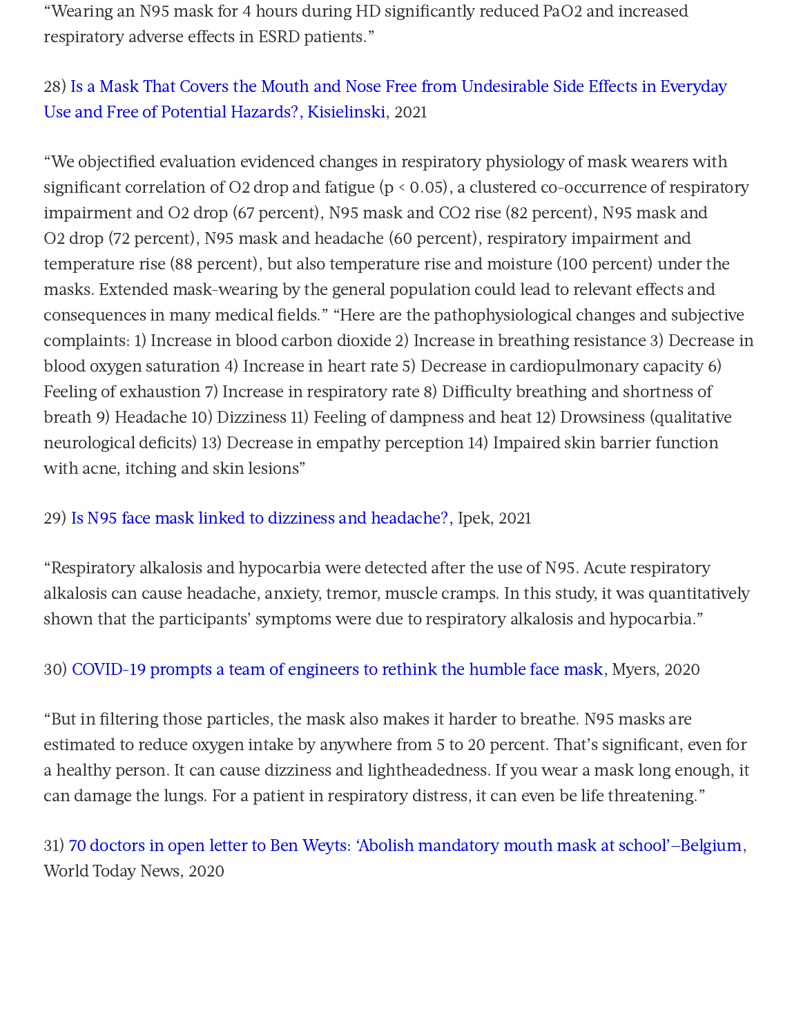"Wearing an N95 mask for 4 hours during HD significantly reduced $PaO_2$ and increased respiratory adverse effects in ESRD patients."

28) Is a Mask That Covers the Mouth and Nose Free from Undesirable Side Effects in Everyday Use and Free of Potential Hazards?, Kisielinski, 2021

"We objectified evaluation evidenced changes in respiratory physiology of mask wearers with significant correlation of $O_2$ drop and fatigue ($p < 0.05$), a clustered co-occurrence of respiratory impairment and $O_2$ drop (67 percent), N95 mask and $CO_2$ rise (82 percent), N95 mask and $O_2$ drop (72 percent), N95 mask and headache (60 percent), respiratory impairment and temperature rise (88 percent), but also temperature rise and moisture (100 percent) under the masks. Extended mask-wearing by the general population could lead to relevant effects and consequences in many medical fields." "Here are the pathophysiological changes and subjective complaints: 1) Increase in blood carbon dioxide 2) Increase in breathing resistance 3) Decrease in blood oxygen saturation 4) Increase in heart rate 5) Decrease in cardiopulmonary capacity 6) Feeling of exhaustion 7) Increase in respiratory rate 8) Difficulty breathing and shortness of breath 9) Headache 10) Dizziness 11) Feeling of dampness and heat 12) Drowsiness (qualitative neurological deficits) 13) Decrease in empathy perception 14) Impaired skin barrier function with acne, itching and skin lesions"

29) Is N95 face mask linked to dizziness and headache?, Ipek, 2021

"Respiratory alkalosis and hypocarbia were detected after the use of N95. Acute respiratory alkalosis can cause headache, anxiety, tremor, muscle cramps. In this study, it was quantitatively shown that the participants' symptoms were due to respiratory alkalosis and hypocarbia."

30) COVID-19 prompts a team of engineers to rethink the humble face mask, Myers, 2020

"But in filtering those particles, the mask also makes it harder to breathe. N95 masks are estimated to reduce oxygen intake by anywhere from 5 to 20 percent. That's significant, even for a healthy person. It can cause dizziness and lightheadedness. If you wear a mask long enough, it can damage the lungs. For a patient in respiratory distress, it can even be life threatening."

31) 70 doctors in open letter to Ben Weyts: 'Abolish mandatory mouth mask at school'–Belgium, World Today News, 2020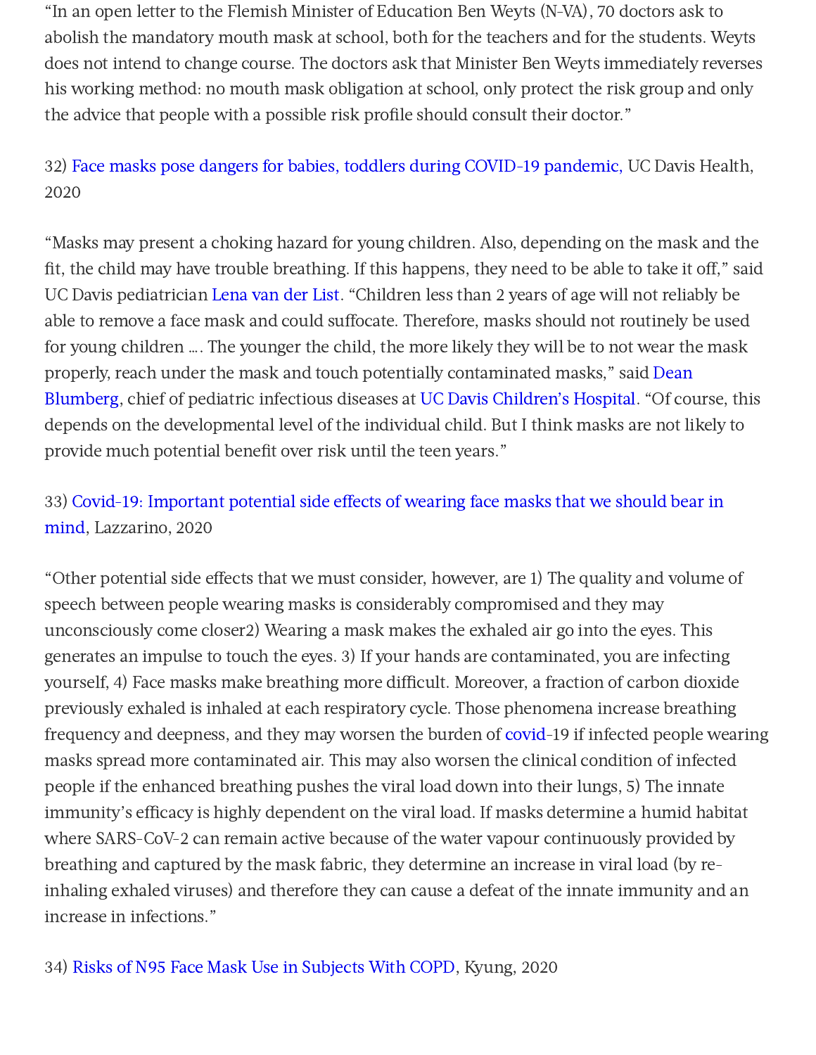"In an open letter to the Flemish Minister of Education Ben Weyts (N-VA), 70 doctors ask to abolish the mandatory mouth mask at school, both for the teachers and for the students. Weyts does not intend to change course. The doctors ask that Minister Ben Weyts immediately reverses his working method: no mouth mask obligation at school, only protect the risk group and only the advice that people with a possible risk profile should consult their doctor."

32) Face masks pose dangers for babies, toddlers during COVID-19 pandemic, UC Davis Health, 2020

"Masks may present a choking hazard for young children. Also, depending on the mask and the fit, the child may have trouble breathing. If this happens, they need to be able to take it off," said UC Davis pediatrician Lena van der List. "Children less than 2 years of age will not reliably be able to remove a face mask and could suffocate. Therefore, masks should not routinely be used for young children …. The younger the child, the more likely they will be to not wear the mask properly, reach under the mask and touch potentially contaminated masks," said Dean Blumberg, chief of pediatric infectious diseases at UC Davis Children's Hospital. "Of course, this depends on the developmental level of the individual child. But I think masks are not likely to provide much potential benefit over risk until the teen years."

33) Covid-19: Important potential side effects of wearing face masks that we should bear in mind, Lazzarino, 2020

"Other potential side effects that we must consider, however, are 1) The quality and volume of speech between people wearing masks is considerably compromised and they may unconsciously come closer2) Wearing a mask makes the exhaled air go into the eyes. This generates an impulse to touch the eyes. 3) If your hands are contaminated, you are infecting yourself, 4) Face masks make breathing more difficult. Moreover, a fraction of carbon dioxide previously exhaled is inhaled at each respiratory cycle. Those phenomena increase breathing frequency and deepness, and they may worsen the burden of covid-19 if infected people wearing masks spread more contaminated air. This may also worsen the clinical condition of infected people if the enhanced breathing pushes the viral load down into their lungs, 5) The innate immunity's efficacy is highly dependent on the viral load. If masks determine a humid habitat where SARS-CoV-2 can remain active because of the water vapour continuously provided by breathing and captured by the mask fabric, they determine an increase in viral load (by re-inhaling exhaled viruses) and therefore they can cause a defeat of the innate immunity and an increase in infections."

34) Risks of N95 Face Mask Use in Subjects With COPD, Kyung, 2020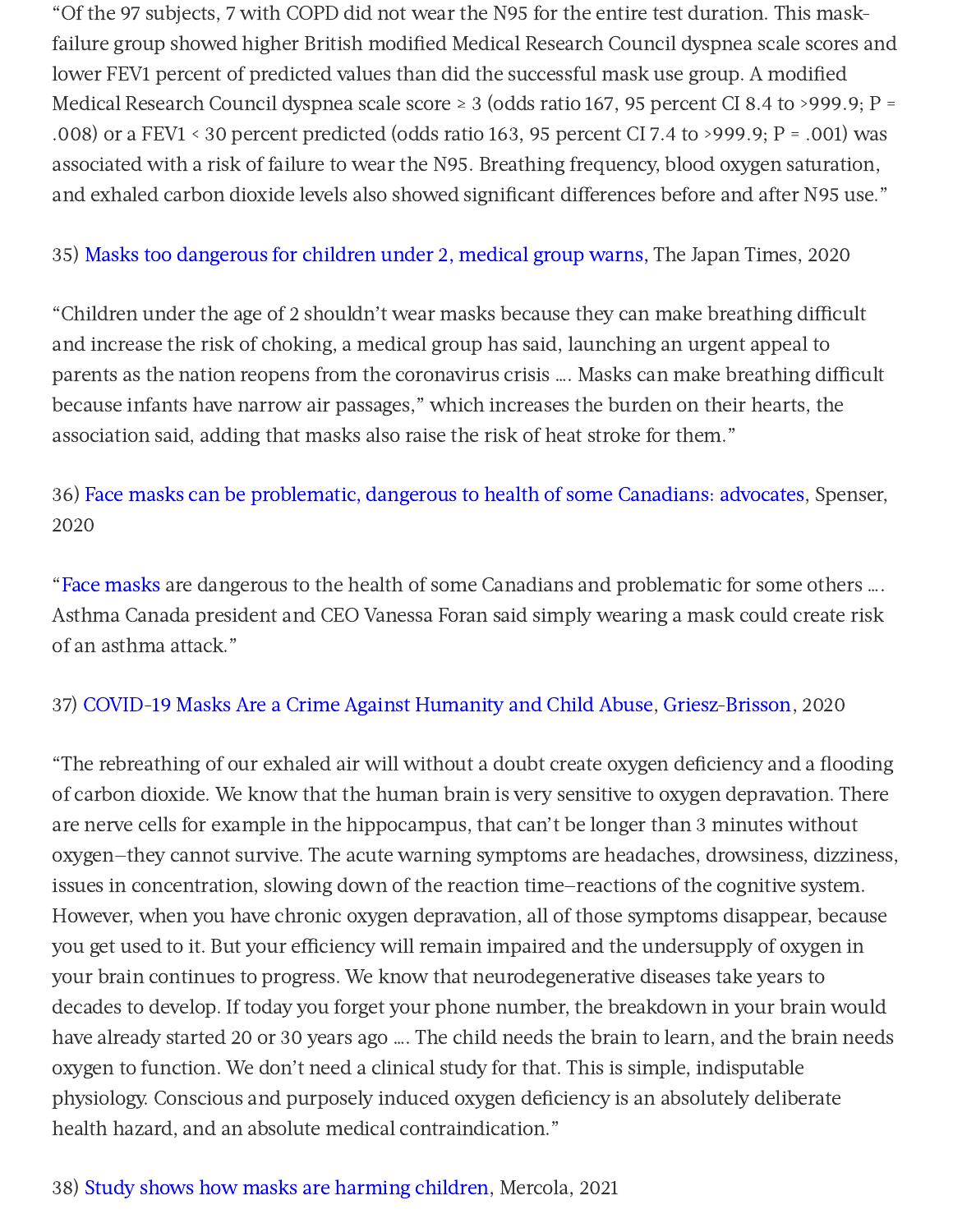"Of the 97 subjects, 7 with COPD did not wear the N95 for the entire test duration. This mask-failure group showed higher British modified Medical Research Council dyspnea scale scores and lower FEV1 percent of predicted values than did the successful mask use group. A modified Medical Research Council dyspnea scale score ≥ 3 (odds ratio 167, 95 percent CI 8.4 to >999.9; P = .008) or a FEV1 < 30 percent predicted (odds ratio 163, 95 percent CI 7.4 to >999.9; P = .001) was associated with a risk of failure to wear the N95. Breathing frequency, blood oxygen saturation, and exhaled carbon dioxide levels also showed significant differences before and after N95 use."

35) Masks too dangerous for children under 2, medical group warns, The Japan Times, 2020

"Children under the age of 2 shouldn't wear masks because they can make breathing difficult and increase the risk of choking, a medical group has said, launching an urgent appeal to parents as the nation reopens from the coronavirus crisis …. Masks can make breathing difficult because infants have narrow air passages," which increases the burden on their hearts, the association said, adding that masks also raise the risk of heat stroke for them."

36) Face masks can be problematic, dangerous to health of some Canadians: advocates, Spenser, 2020

"Face masks are dangerous to the health of some Canadians and problematic for some others …. Asthma Canada president and CEO Vanessa Foran said simply wearing a mask could create risk of an asthma attack."

37) COVID-19 Masks Are a Crime Against Humanity and Child Abuse, Griesz-Brisson, 2020

"The rebreathing of our exhaled air will without a doubt create oxygen deficiency and a flooding of carbon dioxide. We know that the human brain is very sensitive to oxygen depravation. There are nerve cells for example in the hippocampus, that can't be longer than 3 minutes without oxygen—they cannot survive. The acute warning symptoms are headaches, drowsiness, dizziness, issues in concentration, slowing down of the reaction time—reactions of the cognitive system. However, when you have chronic oxygen depravation, all of those symptoms disappear, because you get used to it. But your efficiency will remain impaired and the undersupply of oxygen in your brain continues to progress. We know that neurodegenerative diseases take years to decades to develop. If today you forget your phone number, the breakdown in your brain would have already started 20 or 30 years ago …. The child needs the brain to learn, and the brain needs oxygen to function. We don't need a clinical study for that. This is simple, indisputable physiology. Conscious and purposely induced oxygen deficiency is an absolutely deliberate health hazard, and an absolute medical contraindication."

38) Study shows how masks are harming children, Mercola, 2021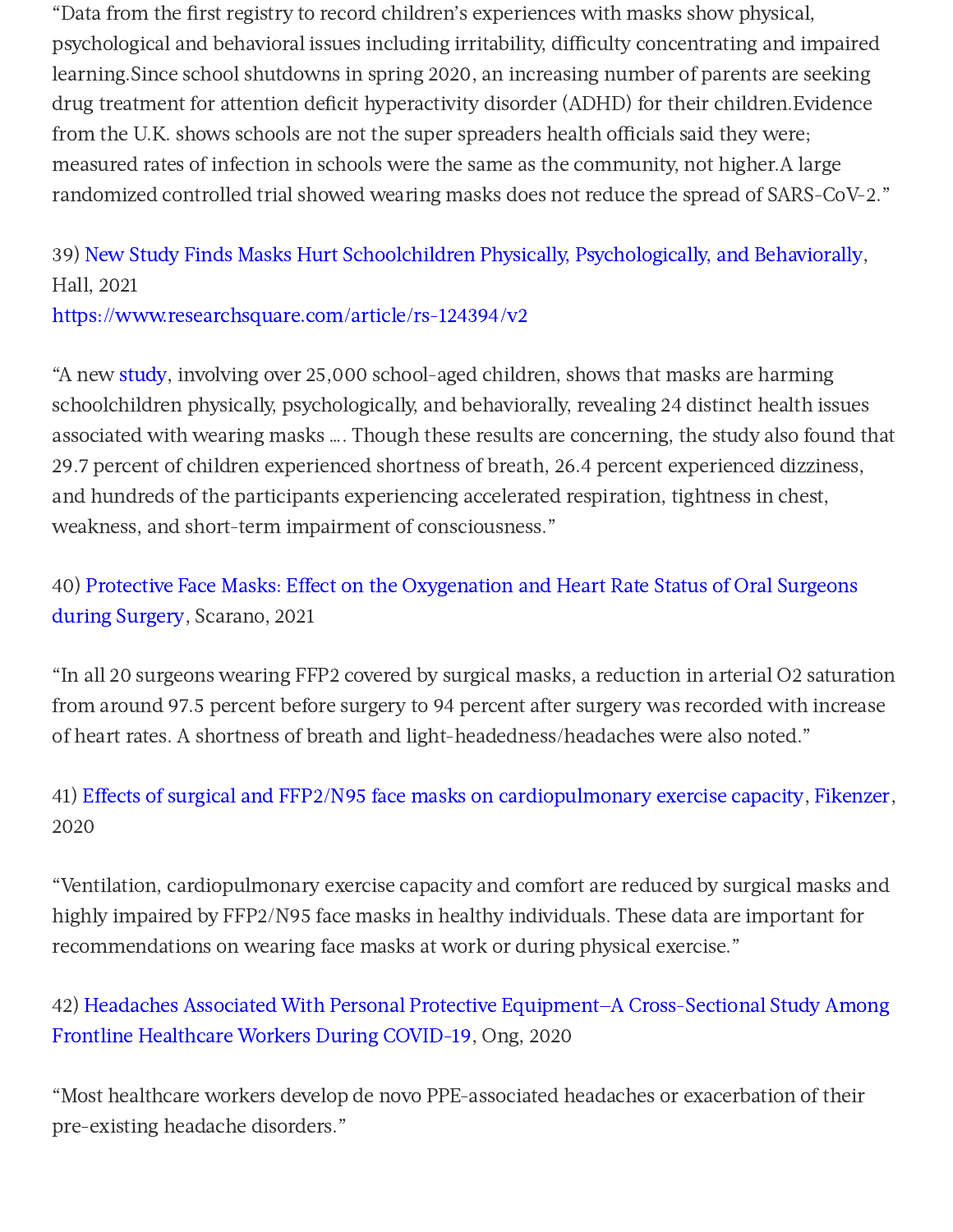“Data from the first registry to record children’s experiences with masks show physical, psychological and behavioral issues including irritability, difficulty concentrating and impaired learning.Since school shutdowns in spring 2020, an increasing number of parents are seeking drug treatment for attention deficit hyperactivity disorder (ADHD) for their children.Evidence from the U.K. shows schools are not the super spreaders health officials said they were; measured rates of infection in schools were the same as the community, not higher.A large randomized controlled trial showed wearing masks does not reduce the spread of SARS-CoV-2.”

39) New Study Finds Masks Hurt Schoolchildren Physically, Psychologically, and Behaviorally, Hall, 2021
https://www.researchsquare.com/article/rs-124394/v2

“A new study, involving over 25,000 school-aged children, shows that masks are harming schoolchildren physically, psychologically, and behaviorally, revealing 24 distinct health issues associated with wearing masks .... Though these results are concerning, the study also found that 29.7 percent of children experienced shortness of breath, 26.4 percent experienced dizziness, and hundreds of the participants experiencing accelerated respiration, tightness in chest, weakness, and short-term impairment of consciousness.”

40) Protective Face Masks: Effect on the Oxygenation and Heart Rate Status of Oral Surgeons during Surgery, Scarano, 2021

“In all 20 surgeons wearing FFP2 covered by surgical masks, a reduction in arterial O2 saturation from around 97.5 percent before surgery to 94 percent after surgery was recorded with increase of heart rates. A shortness of breath and light-headedness/headaches were also noted.”

41) Effects of surgical and FFP2/N95 face masks on cardiopulmonary exercise capacity, Fikenzer, 2020

“Ventilation, cardiopulmonary exercise capacity and comfort are reduced by surgical masks and highly impaired by FFP2/N95 face masks in healthy individuals. These data are important for recommendations on wearing face masks at work or during physical exercise.”

42) Headaches Associated With Personal Protective Equipment–A Cross-Sectional Study Among Frontline Healthcare Workers During COVID-19, Ong, 2020

“Most healthcare workers develop de novo PPE-associated headaches or exacerbation of their pre-existing headache disorders.”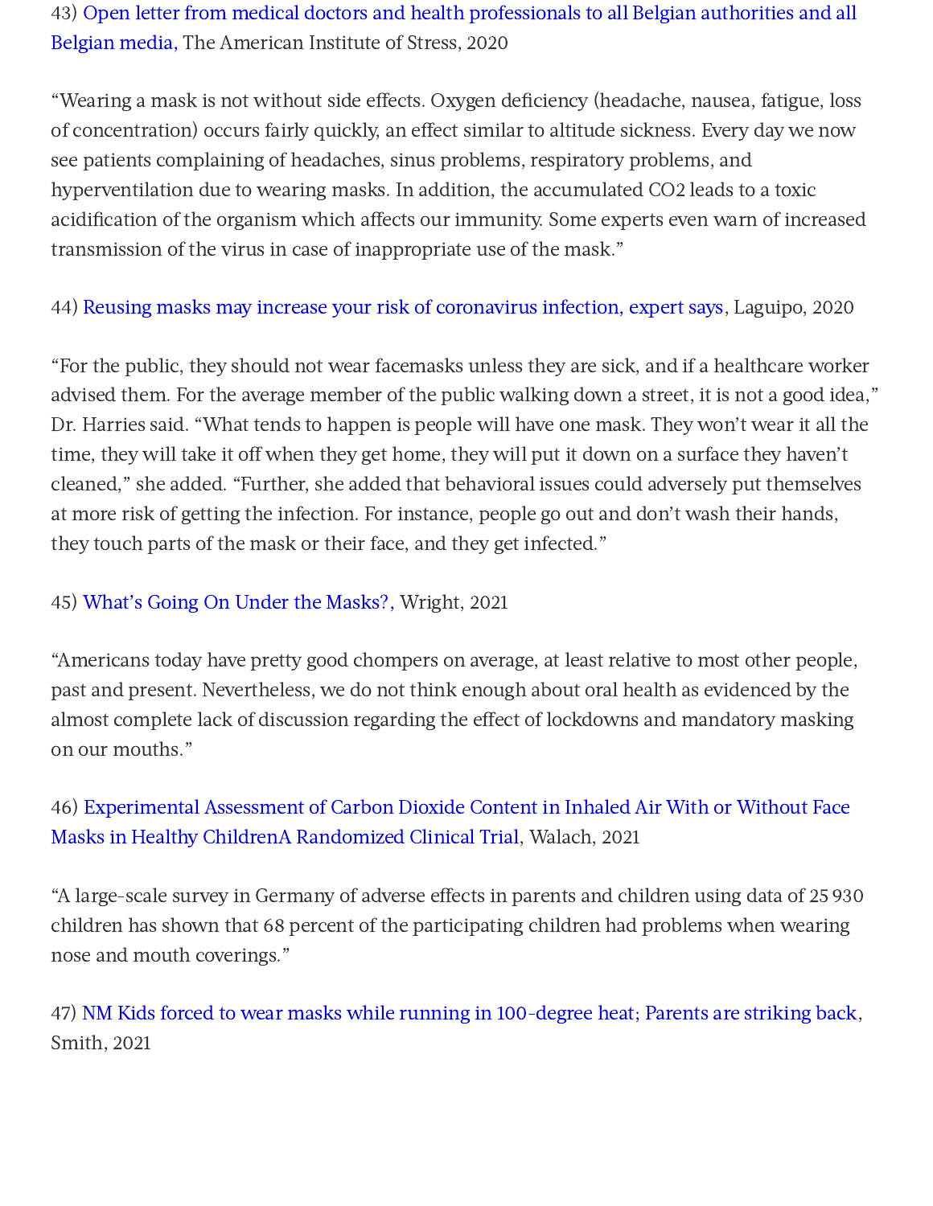43) Open letter from medical doctors and health professionals to all Belgian authorities and all Belgian media, The American Institute of Stress, 2020

"Wearing a mask is not without side effects. Oxygen deficiency (headache, nausea, fatigue, loss of concentration) occurs fairly quickly, an effect similar to altitude sickness. Every day we now see patients complaining of headaches, sinus problems, respiratory problems, and hyperventilation due to wearing masks. In addition, the accumulated $CO_2$ leads to a toxic acidification of the organism which affects our immunity. Some experts even warn of increased transmission of the virus in case of inappropriate use of the mask."

44) Reusing masks may increase your risk of coronavirus infection, expert says, Laguipo, 2020

"For the public, they should not wear facemasks unless they are sick, and if a healthcare worker advised them. For the average member of the public walking down a street, it is not a good idea," Dr. Harries said. "What tends to happen is people will have one mask. They won't wear it all the time, they will take it off when they get home, they will put it down on a surface they haven't cleaned," she added. "Further, she added that behavioral issues could adversely put themselves at more risk of getting the infection. For instance, people go out and don't wash their hands, they touch parts of the mask or their face, and they get infected."

45) What's Going On Under the Masks?, Wright, 2021

"Americans today have pretty good chompers on average, at least relative to most other people, past and present. Nevertheless, we do not think enough about oral health as evidenced by the almost complete lack of discussion regarding the effect of lockdowns and mandatory masking on our mouths."

46) Experimental Assessment of Carbon Dioxide Content in Inhaled Air With or Without Face Masks in Healthy ChildrenA Randomized Clinical Trial, Walach, 2021

"A large-scale survey in Germany of adverse effects in parents and children using data of 25 930 children has shown that 68 percent of the participating children had problems when wearing nose and mouth coverings."

47) NM Kids forced to wear masks while running in 100-degree heat; Parents are striking back, Smith, 2021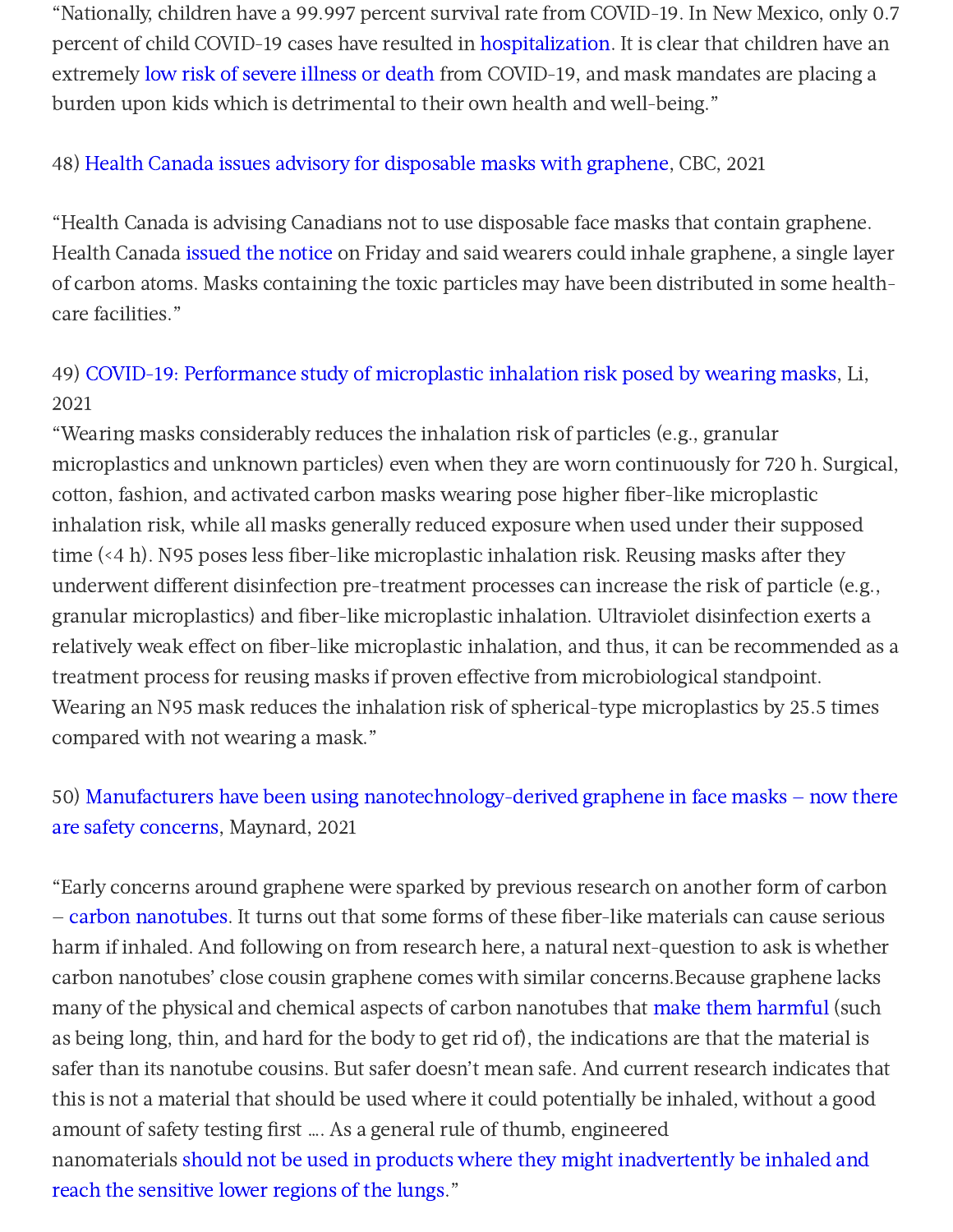"Nationally, children have a 99.997 percent survival rate from COVID-19. In New Mexico, only 0.7 percent of child COVID-19 cases have resulted in hospitalization. It is clear that children have an extremely low risk of severe illness or death from COVID-19, and mask mandates are placing a burden upon kids which is detrimental to their own health and well-being."

48) Health Canada issues advisory for disposable masks with graphene, CBC, 2021

"Health Canada is advising Canadians not to use disposable face masks that contain graphene. Health Canada issued the notice on Friday and said wearers could inhale graphene, a single layer of carbon atoms. Masks containing the toxic particles may have been distributed in some health-care facilities."

49) COVID-19: Performance study of microplastic inhalation risk posed by wearing masks, Li, 2021

"Wearing masks considerably reduces the inhalation risk of particles (e.g., granular microplastics and unknown particles) even when they are worn continuously for 720 h. Surgical, cotton, fashion, and activated carbon masks wearing pose higher fiber-like microplastic inhalation risk, while all masks generally reduced exposure when used under their supposed time (<4 h). N95 poses less fiber-like microplastic inhalation risk. Reusing masks after they underwent different disinfection pre-treatment processes can increase the risk of particle (e.g., granular microplastics) and fiber-like microplastic inhalation. Ultraviolet disinfection exerts a relatively weak effect on fiber-like microplastic inhalation, and thus, it can be recommended as a treatment process for reusing masks if proven effective from microbiological standpoint. Wearing an N95 mask reduces the inhalation risk of spherical-type microplastics by 25.5 times compared with not wearing a mask."

50) Manufacturers have been using nanotechnology-derived graphene in face masks – now there are safety concerns, Maynard, 2021

"Early concerns around graphene were sparked by previous research on another form of carbon – carbon nanotubes. It turns out that some forms of these fiber-like materials can cause serious harm if inhaled. And following on from research here, a natural next-question to ask is whether carbon nanotubes' close cousin graphene comes with similar concerns.Because graphene lacks many of the physical and chemical aspects of carbon nanotubes that make them harmful (such as being long, thin, and hard for the body to get rid of), the indications are that the material is safer than its nanotube cousins. But safer doesn't mean safe. And current research indicates that this is not a material that should be used where it could potentially be inhaled, without a good amount of safety testing first …. As a general rule of thumb, engineered nanomaterials should not be used in products where they might inadvertently be inhaled and reach the sensitive lower regions of the lungs."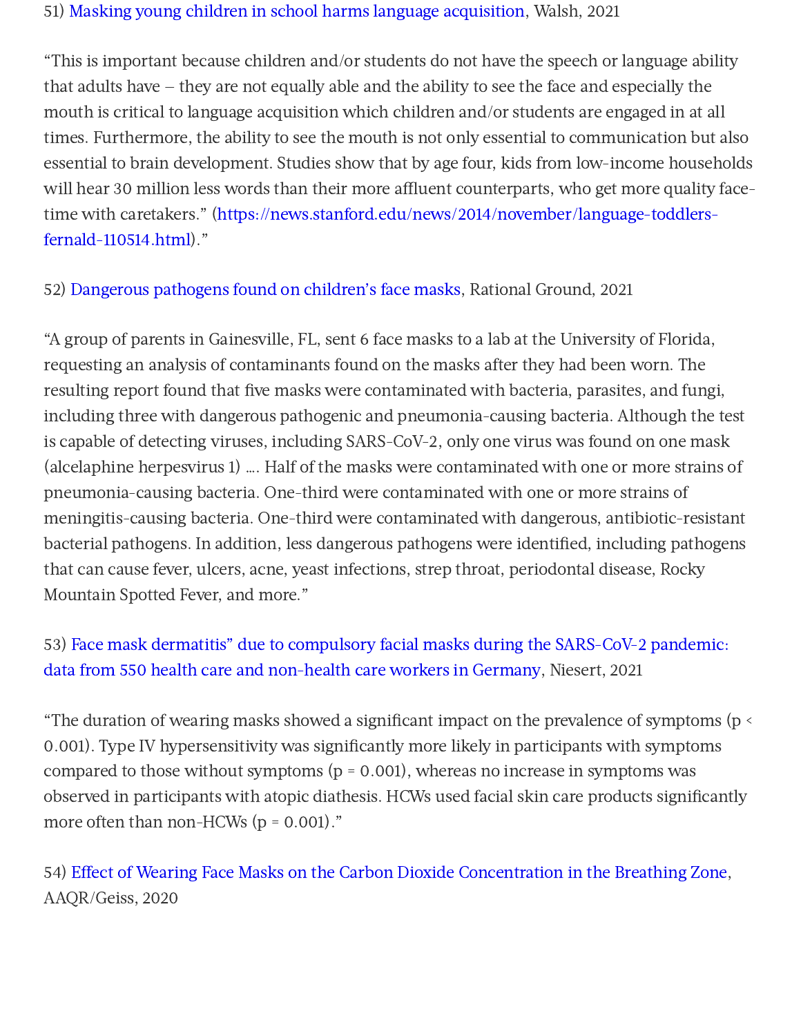51) Masking young children in school harms language acquisition, Walsh, 2021

"This is important because children and/or students do not have the speech or language ability that adults have – they are not equally able and the ability to see the face and especially the mouth is critical to language acquisition which children and/or students are engaged in at all times. Furthermore, the ability to see the mouth is not only essential to communication but also essential to brain development. Studies show that by age four, kids from low-income households will hear 30 million less words than their more affluent counterparts, who get more quality face-time with caretakers." (https://news.stanford.edu/news/2014/november/language-toddlers-fernald-110514.html)."

52) Dangerous pathogens found on children's face masks, Rational Ground, 2021

"A group of parents in Gainesville, FL, sent 6 face masks to a lab at the University of Florida, requesting an analysis of contaminants found on the masks after they had been worn. The resulting report found that five masks were contaminated with bacteria, parasites, and fungi, including three with dangerous pathogenic and pneumonia-causing bacteria. Although the test is capable of detecting viruses, including SARS-CoV-2, only one virus was found on one mask (alcelaphine herpesvirus 1) …. Half of the masks were contaminated with one or more strains of pneumonia-causing bacteria. One-third were contaminated with one or more strains of meningitis-causing bacteria. One-third were contaminated with dangerous, antibiotic-resistant bacterial pathogens. In addition, less dangerous pathogens were identified, including pathogens that can cause fever, ulcers, acne, yeast infections, strep throat, periodontal disease, Rocky Mountain Spotted Fever, and more."

53) Face mask dermatitis" due to compulsory facial masks during the SARS-CoV-2 pandemic: data from 550 health care and non-health care workers in Germany, Niesert, 2021

"The duration of wearing masks showed a significant impact on the prevalence of symptoms ($p < 0.001$). Type IV hypersensitivity was significantly more likely in participants with symptoms compared to those without symptoms ($p = 0.001$), whereas no increase in symptoms was observed in participants with atopic diathesis. HCWs used facial skin care products significantly more often than non-HCWs ($p = 0.001$)."

54) Effect of Wearing Face Masks on the Carbon Dioxide Concentration in the Breathing Zone, AAQR/Geiss, 2020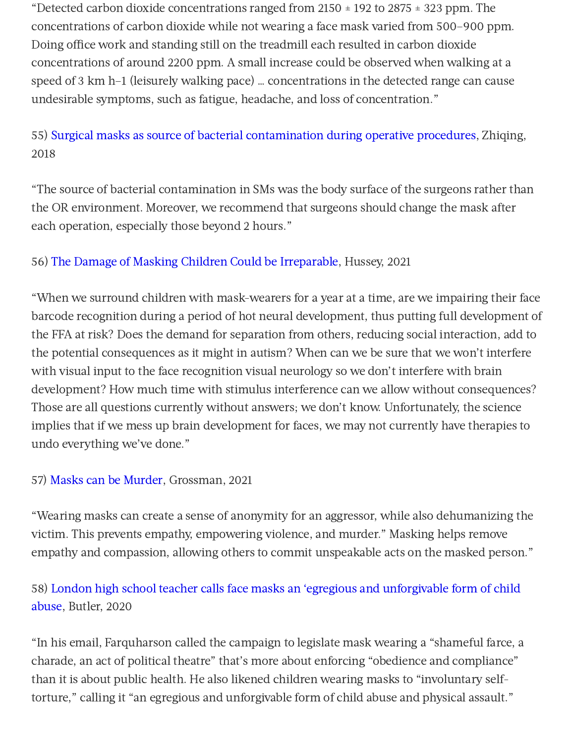"Detected carbon dioxide concentrations ranged from 2150 ± 192 to 2875 ± 323 ppm. The concentrations of carbon dioxide while not wearing a face mask varied from 500–900 ppm. Doing office work and standing still on the treadmill each resulted in carbon dioxide concentrations of around 2200 ppm. A small increase could be observed when walking at a speed of 3 km h−1 (leisurely walking pace) … concentrations in the detected range can cause undesirable symptoms, such as fatigue, headache, and loss of concentration."

55) Surgical masks as source of bacterial contamination during operative procedures, Zhiqing, 2018

"The source of bacterial contamination in SMs was the body surface of the surgeons rather than the OR environment. Moreover, we recommend that surgeons should change the mask after each operation, especially those beyond 2 hours."

56) The Damage of Masking Children Could be Irreparable, Hussey, 2021

"When we surround children with mask-wearers for a year at a time, are we impairing their face barcode recognition during a period of hot neural development, thus putting full development of the FFA at risk? Does the demand for separation from others, reducing social interaction, add to the potential consequences as it might in autism? When can we be sure that we won't interfere with visual input to the face recognition visual neurology so we don't interfere with brain development? How much time with stimulus interference can we allow without consequences? Those are all questions currently without answers; we don't know. Unfortunately, the science implies that if we mess up brain development for faces, we may not currently have therapies to undo everything we've done."

57) Masks can be Murder, Grossman, 2021

"Wearing masks can create a sense of anonymity for an aggressor, while also dehumanizing the victim. This prevents empathy, empowering violence, and murder." Masking helps remove empathy and compassion, allowing others to commit unspeakable acts on the masked person."

58) London high school teacher calls face masks an 'egregious and unforgivable form of child abuse, Butler, 2020

"In his email, Farquharson called the campaign to legislate mask wearing a "shameful farce, a charade, an act of political theatre" that's more about enforcing "obedience and compliance" than it is about public health. He also likened children wearing masks to "involuntary self-torture," calling it "an egregious and unforgivable form of child abuse and physical assault."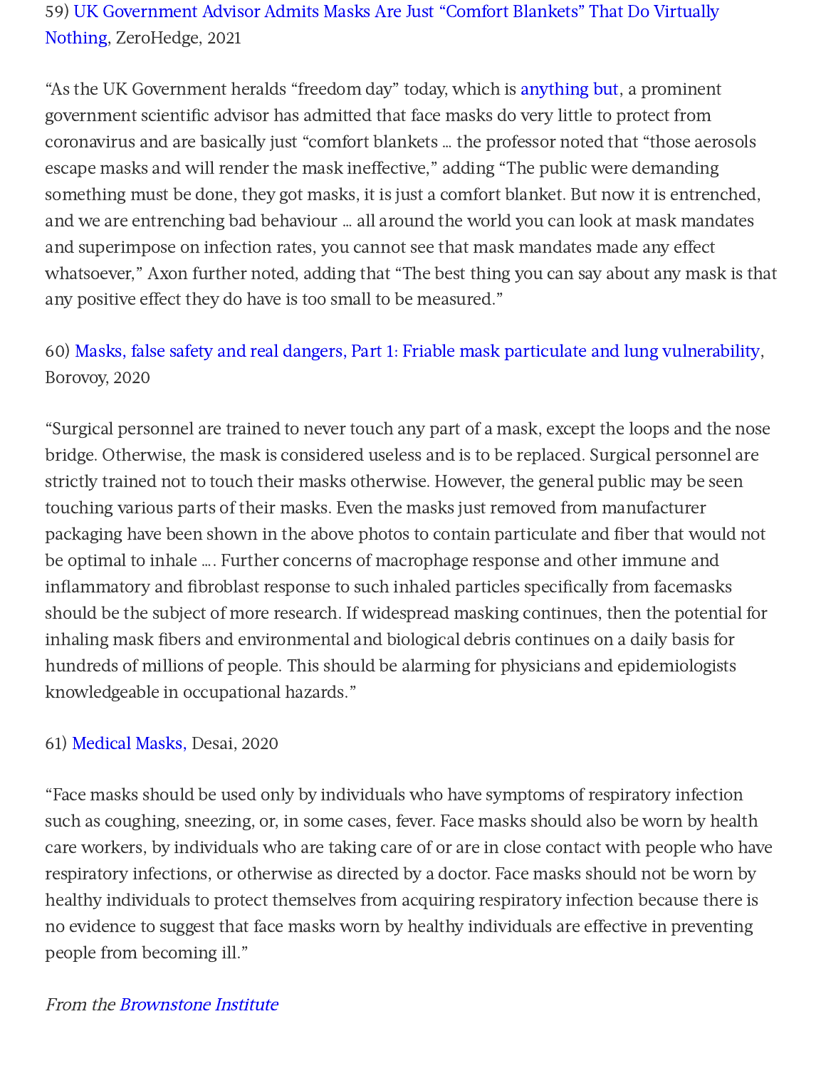59) UK Government Advisor Admits Masks Are Just "Comfort Blankets" That Do Virtually Nothing, ZeroHedge, 2021

"As the UK Government heralds "freedom day" today, which is anything but, a prominent government scientific advisor has admitted that face masks do very little to protect from coronavirus and are basically just "comfort blankets … the professor noted that "those aerosols escape masks and will render the mask ineffective," adding "The public were demanding something must be done, they got masks, it is just a comfort blanket. But now it is entrenched, and we are entrenching bad behaviour … all around the world you can look at mask mandates and superimpose on infection rates, you cannot see that mask mandates made any effect whatsoever," Axon further noted, adding that "The best thing you can say about any mask is that any positive effect they do have is too small to be measured."

60) Masks, false safety and real dangers, Part 1: Friable mask particulate and lung vulnerability, Borovoy, 2020

"Surgical personnel are trained to never touch any part of a mask, except the loops and the nose bridge. Otherwise, the mask is considered useless and is to be replaced. Surgical personnel are strictly trained not to touch their masks otherwise. However, the general public may be seen touching various parts of their masks. Even the masks just removed from manufacturer packaging have been shown in the above photos to contain particulate and fiber that would not be optimal to inhale …. Further concerns of macrophage response and other immune and inflammatory and fibroblast response to such inhaled particles specifically from facemasks should be the subject of more research. If widespread masking continues, then the potential for inhaling mask fibers and environmental and biological debris continues on a daily basis for hundreds of millions of people. This should be alarming for physicians and epidemiologists knowledgeable in occupational hazards."

61) Medical Masks, Desai, 2020

"Face masks should be used only by individuals who have symptoms of respiratory infection such as coughing, sneezing, or, in some cases, fever. Face masks should also be worn by health care workers, by individuals who are taking care of or are in close contact with people who have respiratory infections, or otherwise as directed by a doctor. Face masks should not be worn by healthy individuals to protect themselves from acquiring respiratory infection because there is no evidence to suggest that face masks worn by healthy individuals are effective in preventing people from becoming ill."

*From the Brownstone Institute*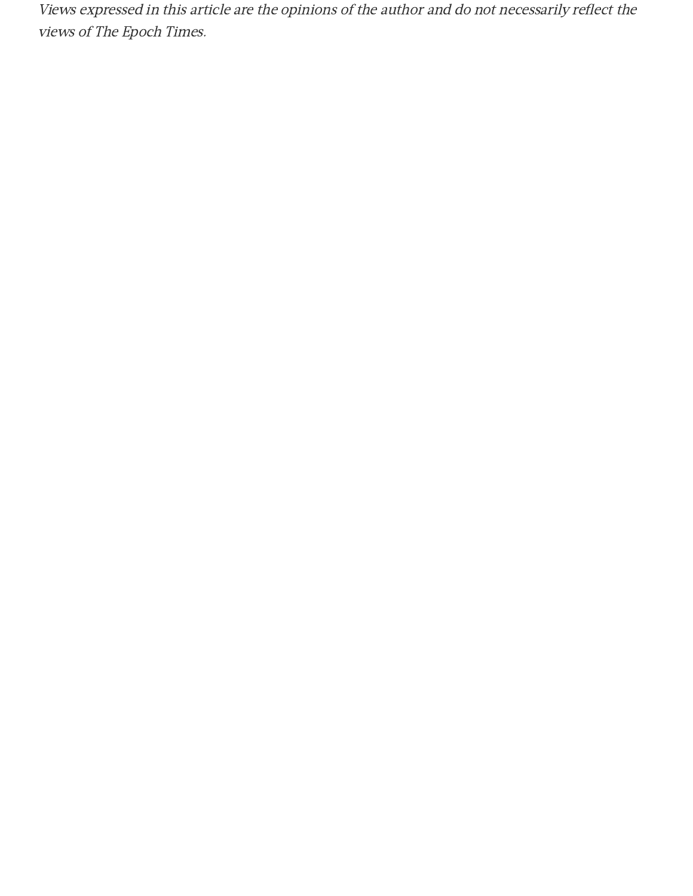*Views expressed in this article are the opinions of the author and do not necessarily reflect the views of The Epoch Times.*